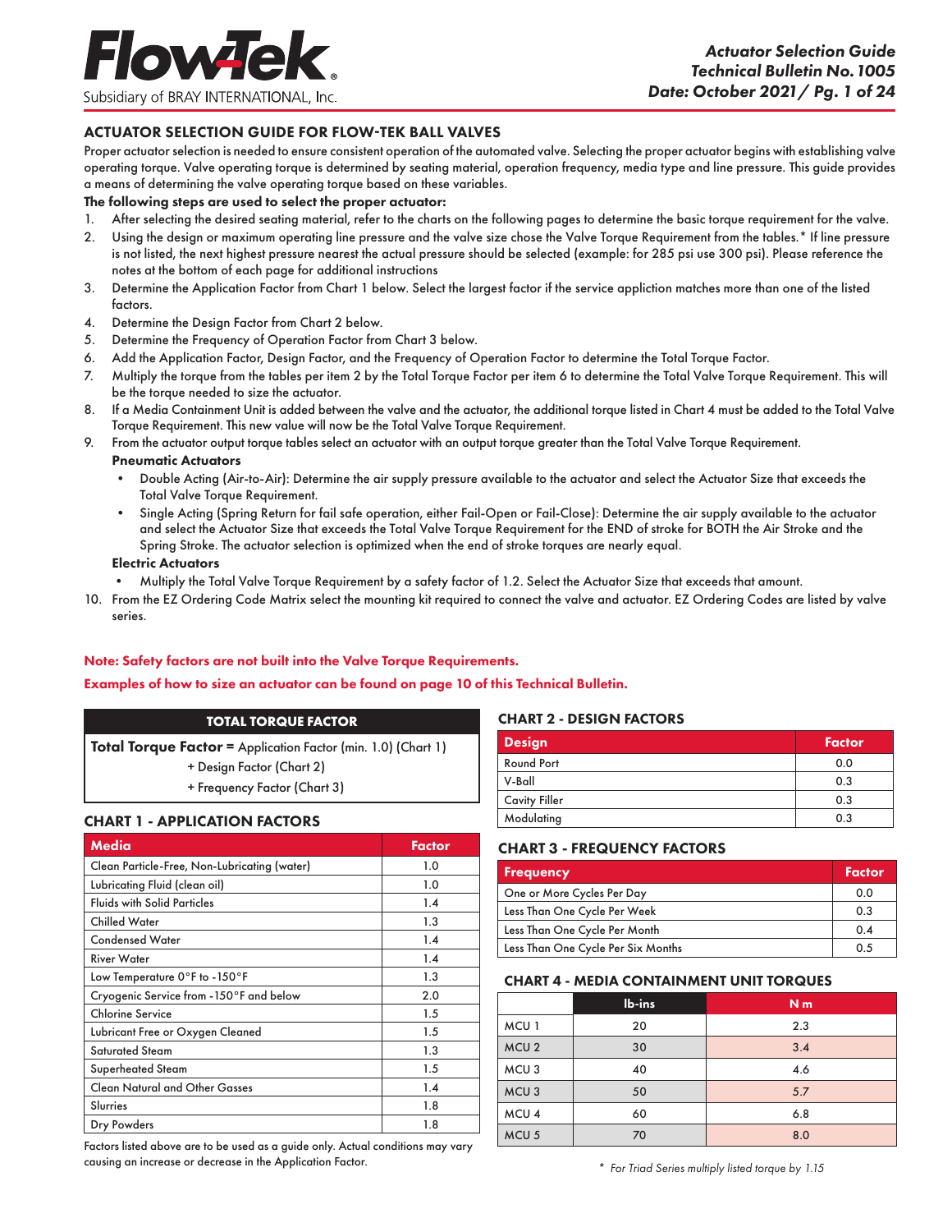# ACTUATOR SELECTION GUIDE FOR FLOW-TEK BALL VALVES

Proper actuator selection is needed to ensure consistent operation of the automated valve. Selecting the proper actuator begins with establishing valve operating torque. Valve operating torque is determined by seating material, operation frequency, media type and line pressure. This guide provides a means of determining the valve operating torque based on these variables.

**The following steps are used to select the proper actuator:**

1. After selecting the desired seating material, refer to the charts on the following pages to determine the basic torque requirement for the valve.
2. Using the design or maximum operating line pressure and the valve size chose the Valve Torque Requirement from the tables.* If line pressure is not listed, the next highest pressure nearest the actual pressure should be selected (example: for 285 psi use 300 psi). Please reference the notes at the bottom of each page for additional instructions
3. Determine the Application Factor from Chart 1 below. Select the largest factor if the service appliction matches more than one of the listed factors.
4. Determine the Design Factor from Chart 2 below.
5. Determine the Frequency of Operation Factor from Chart 3 below.
6. Add the Application Factor, Design Factor, and the Frequency of Operation Factor to determine the Total Torque Factor.
7. Multiply the torque from the tables per item 2 by the Total Torque Factor per item 6 to determine the Total Valve Torque Requirement. This will be the torque needed to size the actuator.
8. If a Media Containment Unit is added between the valve and the actuator, the additional torque listed in Chart 4 must be added to the Total Valve Torque Requirement. This new value will now be the Total Valve Torque Requirement.
9. From the actuator output torque tables select an actuator with an output torque greater than the Total Valve Torque Requirement.

   **Pneumatic Actuators**
   - Double Acting (Air-to-Air): Determine the air supply pressure available to the actuator and select the Actuator Size that exceeds the Total Valve Torque Requirement.
   - Single Acting (Spring Return for fail safe operation, either Fail-Open or Fail-Close): Determine the air supply available to the actuator and select the Actuator Size that exceeds the Total Valve Torque Requirement for the END of stroke for BOTH the Air Stroke and the Spring Stroke. The actuator selection is optimized when the end of stroke torques are nearly equal.

   **Electric Actuators**
   - Multiply the Total Valve Torque Requirement by a safety factor of 1.2. Select the Actuator Size that exceeds that amount.
10. From the EZ Ordering Code Matrix select the mounting kit required to connect the valve and actuator. EZ Ordering Codes are listed by valve series.

**Note: Safety factors are not built into the Valve Torque Requirements.**

**Examples of how to size an actuator can be found on page 10 of this Technical Bulletin.**

| TOTAL TORQUE FACTOR |
| --- |
| **Total Torque Factor =** Application Factor (min. 1.0) (Chart 1) |
| + Design Factor (Chart 2) |
| + Frequency Factor (Chart 3) |

## CHART 1 - APPLICATION FACTORS

| Media | Factor |
| --- | --- |
| Clean Particle-Free, Non-Lubricating (water) | 1.0 |
| Lubricating Fluid (clean oil) | 1.0 |
| Fluids with Solid Particles | 1.4 |
| Chilled Water | 1.3 |
| Condensed Water | 1.4 |
| River Water | 1.4 |
| Low Temperature 0°F to -150°F | 1.3 |
| Cryogenic Service from -150°F and below | 2.0 |
| Chlorine Service | 1.5 |
| Lubricant Free or Oxygen Cleaned | 1.5 |
| Saturated Steam | 1.3 |
| Superheated Steam | 1.5 |
| Clean Natural and Other Gasses | 1.4 |
| Slurries | 1.8 |
| Dry Powders | 1.8 |

Factors listed above are to be used as a guide only. Actual conditions may vary causing an increase or decrease in the Application Factor.

## CHART 2 - DESIGN FACTORS

| Design | Factor |
| --- | --- |
| Round Port | 0.0 |
| V-Ball | 0.3 |
| Cavity Filler | 0.3 |
| Modulating | 0.3 |

## CHART 3 - FREQUENCY FACTORS

| Frequency | Factor |
| --- | --- |
| One or More Cycles Per Day | 0.0 |
| Less Than One Cycle Per Week | 0.3 |
| Less Than One Cycle Per Month | 0.4 |
| Less Than One Cycle Per Six Months | 0.5 |

## CHART 4 - MEDIA CONTAINMENT UNIT TORQUES

| | lb-ins | N m |
| --- | --- | --- |
| MCU 1 | 20 | 2.3 |
| MCU 2 | 30 | 3.4 |
| MCU 3 | 40 | 4.6 |
| MCU 3 | 50 | 5.7 |
| MCU 4 | 60 | 6.8 |
| MCU 5 | 70 | 8.0 |

*\* For Triad Series multiply listed torque by 1.15*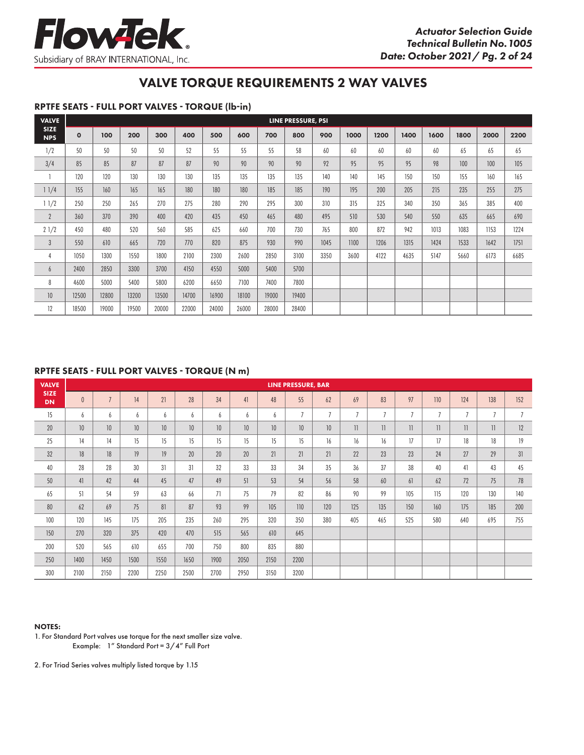## VALVE TORQUE REQUIREMENTS 2 WAY VALVES

### RPTFE SEATS - FULL PORT VALVES - TORQUE (lb-in)

| VALVE SIZE NPS | LINE PRESSURE, PSI | | | | | | | | | | | | | | | | |
|---|---|---|---|---|---|---|---|---|---|---|---|---|---|---|---|---|---|
| | 0 | 100 | 200 | 300 | 400 | 500 | 600 | 700 | 800 | 900 | 1000 | 1200 | 1400 | 1600 | 1800 | 2000 | 2200 |
| 1/2 | 50 | 50 | 50 | 50 | 52 | 55 | 55 | 55 | 58 | 60 | 60 | 60 | 60 | 60 | 65 | 65 | 65 |
| 3/4 | 85 | 85 | 87 | 87 | 87 | 90 | 90 | 90 | 90 | 92 | 95 | 95 | 95 | 98 | 100 | 100 | 105 |
| 1 | 120 | 120 | 130 | 130 | 130 | 135 | 135 | 135 | 135 | 140 | 140 | 145 | 150 | 150 | 155 | 160 | 165 |
| 1 1/4 | 155 | 160 | 165 | 165 | 180 | 180 | 180 | 185 | 185 | 190 | 195 | 200 | 205 | 215 | 235 | 255 | 275 |
| 1 1/2 | 250 | 250 | 265 | 270 | 275 | 280 | 290 | 295 | 300 | 310 | 315 | 325 | 340 | 350 | 365 | 385 | 400 |
| 2 | 360 | 370 | 390 | 400 | 420 | 435 | 450 | 465 | 480 | 495 | 510 | 530 | 540 | 550 | 635 | 665 | 690 |
| 2 1/2 | 450 | 480 | 520 | 560 | 585 | 625 | 660 | 700 | 730 | 765 | 800 | 872 | 942 | 1013 | 1083 | 1153 | 1224 |
| 3 | 550 | 610 | 665 | 720 | 770 | 820 | 875 | 930 | 990 | 1045 | 1100 | 1206 | 1315 | 1424 | 1533 | 1642 | 1751 |
| 4 | 1050 | 1300 | 1550 | 1800 | 2100 | 2300 | 2600 | 2850 | 3100 | 3350 | 3600 | 4122 | 4635 | 5147 | 5660 | 6173 | 6685 |
| 6 | 2400 | 2850 | 3300 | 3700 | 4150 | 4550 | 5000 | 5400 | 5700 | | | | | | | | |
| 8 | 4600 | 5000 | 5400 | 5800 | 6200 | 6650 | 7100 | 7400 | 7800 | | | | | | | | |
| 10 | 12500 | 12800 | 13200 | 13500 | 14700 | 16900 | 18100 | 19000 | 19400 | | | | | | | | |
| 12 | 18500 | 19000 | 19500 | 20000 | 22000 | 24000 | 26000 | 28000 | 28400 | | | | | | | | |

### RPTFE SEATS - FULL PORT VALVES - TORQUE (N m)

| VALVE SIZE DN | LINE PRESSURE, BAR | | | | | | | | | | | | | | | | |
|---|---|---|---|---|---|---|---|---|---|---|---|---|---|---|---|---|---|
| | 0 | 7 | 14 | 21 | 28 | 34 | 41 | 48 | 55 | 62 | 69 | 83 | 97 | 110 | 124 | 138 | 152 |
| 15 | 6 | 6 | 6 | 6 | 6 | 6 | 6 | 6 | 7 | 7 | 7 | 7 | 7 | 7 | 7 | 7 | 7 |
| 20 | 10 | 10 | 10 | 10 | 10 | 10 | 10 | 10 | 10 | 10 | 11 | 11 | 11 | 11 | 11 | 11 | 12 |
| 25 | 14 | 14 | 15 | 15 | 15 | 15 | 15 | 15 | 15 | 16 | 16 | 16 | 17 | 17 | 18 | 18 | 19 |
| 32 | 18 | 18 | 19 | 19 | 20 | 20 | 20 | 21 | 21 | 21 | 22 | 23 | 23 | 24 | 27 | 29 | 31 |
| 40 | 28 | 28 | 30 | 31 | 31 | 32 | 33 | 33 | 34 | 35 | 36 | 37 | 38 | 40 | 41 | 43 | 45 |
| 50 | 41 | 42 | 44 | 45 | 47 | 49 | 51 | 53 | 54 | 56 | 58 | 60 | 61 | 62 | 72 | 75 | 78 |
| 65 | 51 | 54 | 59 | 63 | 66 | 71 | 75 | 79 | 82 | 86 | 90 | 99 | 105 | 115 | 120 | 130 | 140 |
| 80 | 62 | 69 | 75 | 81 | 87 | 93 | 99 | 105 | 110 | 120 | 125 | 135 | 150 | 160 | 175 | 185 | 200 |
| 100 | 120 | 145 | 175 | 205 | 235 | 260 | 295 | 320 | 350 | 380 | 405 | 465 | 525 | 580 | 640 | 695 | 755 |
| 150 | 270 | 320 | 375 | 420 | 470 | 515 | 565 | 610 | 645 | | | | | | | | |
| 200 | 520 | 565 | 610 | 655 | 700 | 750 | 800 | 835 | 880 | | | | | | | | |
| 250 | 1400 | 1450 | 1500 | 1550 | 1650 | 1900 | 2050 | 2150 | 2200 | | | | | | | | |
| 300 | 2100 | 2150 | 2200 | 2250 | 2500 | 2700 | 2950 | 3150 | 3200 | | | | | | | | |

**NOTES:**

1. For Standard Port valves use torque for the next smaller size valve.
   Example: 1" Standard Port = 3/4" Full Port

2. For Triad Series valves multiply listed torque by 1.15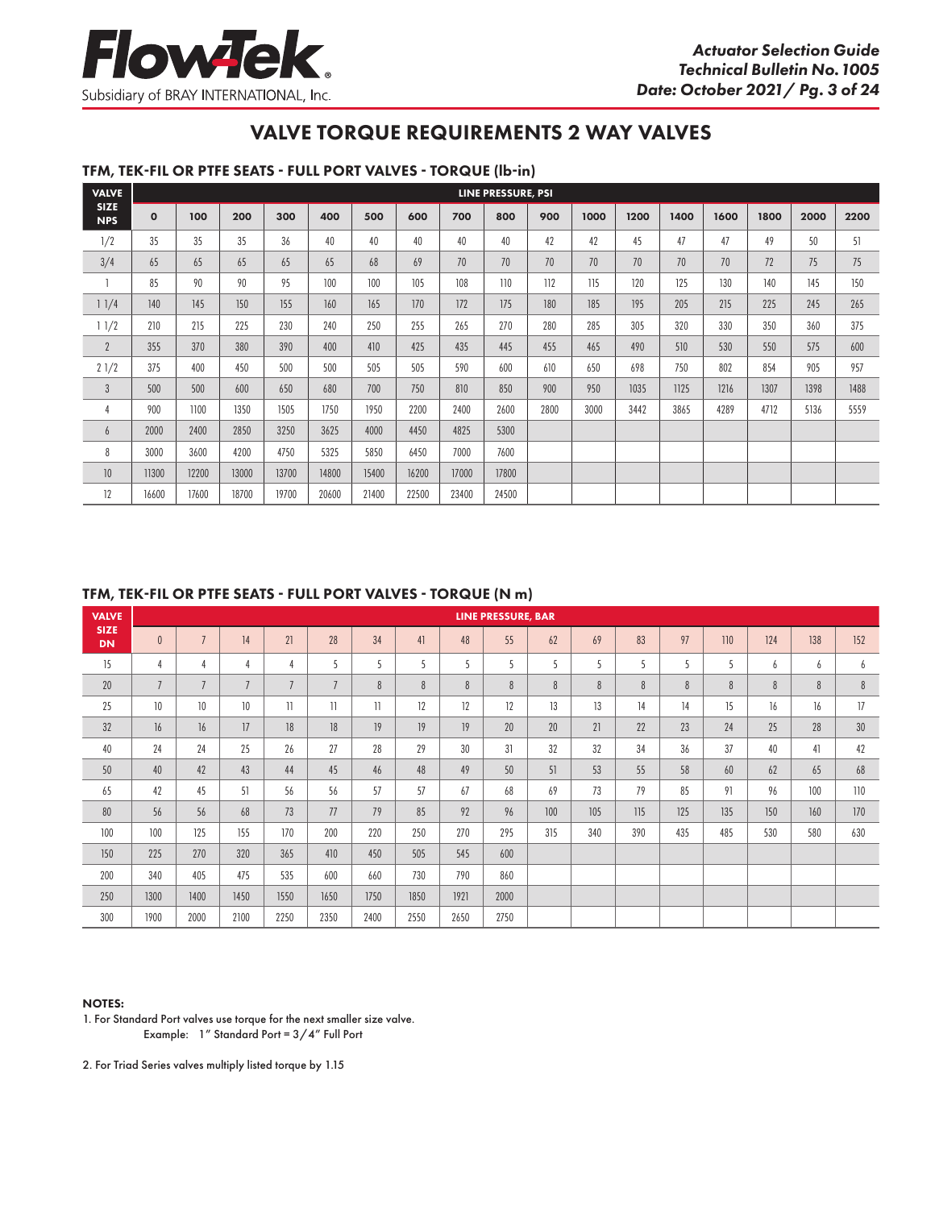# VALVE TORQUE REQUIREMENTS 2 WAY VALVES

## TFM, TEK-FIL OR PTFE SEATS - FULL PORT VALVES - TORQUE (lb-in)

| VALVE SIZE NPS | LINE PRESSURE, PSI | | | | | | | | | | | | | | | | |
|---|---|---|---|---|---|---|---|---|---|---|---|---|---|---|---|---|---|
| | 0 | 100 | 200 | 300 | 400 | 500 | 600 | 700 | 800 | 900 | 1000 | 1200 | 1400 | 1600 | 1800 | 2000 | 2200 |
| 1/2 | 35 | 35 | 35 | 36 | 40 | 40 | 40 | 40 | 40 | 42 | 42 | 45 | 47 | 47 | 49 | 50 | 51 |
| 3/4 | 65 | 65 | 65 | 65 | 65 | 68 | 69 | 70 | 70 | 70 | 70 | 70 | 70 | 70 | 72 | 75 | 75 |
| 1 | 85 | 90 | 90 | 95 | 100 | 100 | 105 | 108 | 110 | 112 | 115 | 120 | 125 | 130 | 140 | 145 | 150 |
| 1 1/4 | 140 | 145 | 150 | 155 | 160 | 165 | 170 | 172 | 175 | 180 | 185 | 195 | 205 | 215 | 225 | 245 | 265 |
| 1 1/2 | 210 | 215 | 225 | 230 | 240 | 250 | 255 | 265 | 270 | 280 | 285 | 305 | 320 | 330 | 350 | 360 | 375 |
| 2 | 355 | 370 | 380 | 390 | 400 | 410 | 425 | 435 | 445 | 455 | 465 | 490 | 510 | 530 | 550 | 575 | 600 |
| 2 1/2 | 375 | 400 | 450 | 500 | 500 | 505 | 505 | 590 | 600 | 610 | 650 | 698 | 750 | 802 | 854 | 905 | 957 |
| 3 | 500 | 500 | 600 | 650 | 680 | 700 | 750 | 810 | 850 | 900 | 950 | 1035 | 1125 | 1216 | 1307 | 1398 | 1488 |
| 4 | 900 | 1100 | 1350 | 1505 | 1750 | 1950 | 2200 | 2400 | 2600 | 2800 | 3000 | 3442 | 3865 | 4289 | 4712 | 5136 | 5559 |
| 6 | 2000 | 2400 | 2850 | 3250 | 3625 | 4000 | 4450 | 4825 | 5300 | | | | | | | | |
| 8 | 3000 | 3600 | 4200 | 4750 | 5325 | 5850 | 6450 | 7000 | 7600 | | | | | | | | |
| 10 | 11300 | 12200 | 13000 | 13700 | 14800 | 15400 | 16200 | 17000 | 17800 | | | | | | | | |
| 12 | 16600 | 17600 | 18700 | 19700 | 20600 | 21400 | 22500 | 23400 | 24500 | | | | | | | | |

## TFM, TEK-FIL OR PTFE SEATS - FULL PORT VALVES - TORQUE (N m)

| VALVE SIZE DN | LINE PRESSURE, BAR | | | | | | | | | | | | | | | | |
|---|---|---|---|---|---|---|---|---|---|---|---|---|---|---|---|---|---|
| | 0 | 7 | 14 | 21 | 28 | 34 | 41 | 48 | 55 | 62 | 69 | 83 | 97 | 110 | 124 | 138 | 152 |
| 15 | 4 | 4 | 4 | 4 | 5 | 5 | 5 | 5 | 5 | 5 | 5 | 5 | 5 | 5 | 6 | 6 | 6 |
| 20 | 7 | 7 | 7 | 7 | 7 | 8 | 8 | 8 | 8 | 8 | 8 | 8 | 8 | 8 | 8 | 8 | 8 |
| 25 | 10 | 10 | 10 | 11 | 11 | 11 | 12 | 12 | 12 | 13 | 13 | 14 | 14 | 15 | 16 | 16 | 17 |
| 32 | 16 | 16 | 17 | 18 | 18 | 19 | 19 | 19 | 20 | 20 | 21 | 22 | 23 | 24 | 25 | 28 | 30 |
| 40 | 24 | 24 | 25 | 26 | 27 | 28 | 29 | 30 | 31 | 32 | 32 | 34 | 36 | 37 | 40 | 41 | 42 |
| 50 | 40 | 42 | 43 | 44 | 45 | 46 | 48 | 49 | 50 | 51 | 53 | 55 | 58 | 60 | 62 | 65 | 68 |
| 65 | 42 | 45 | 51 | 56 | 56 | 57 | 57 | 67 | 68 | 69 | 73 | 79 | 85 | 91 | 96 | 100 | 110 |
| 80 | 56 | 56 | 68 | 73 | 77 | 79 | 85 | 92 | 96 | 100 | 105 | 115 | 125 | 135 | 150 | 160 | 170 |
| 100 | 100 | 125 | 155 | 170 | 200 | 220 | 250 | 270 | 295 | 315 | 340 | 390 | 435 | 485 | 530 | 580 | 630 |
| 150 | 225 | 270 | 320 | 365 | 410 | 450 | 505 | 545 | 600 | | | | | | | | |
| 200 | 340 | 405 | 475 | 535 | 600 | 660 | 730 | 790 | 860 | | | | | | | | |
| 250 | 1300 | 1400 | 1450 | 1550 | 1650 | 1750 | 1850 | 1921 | 2000 | | | | | | | | |
| 300 | 1900 | 2000 | 2100 | 2250 | 2350 | 2400 | 2550 | 2650 | 2750 | | | | | | | | |

**NOTES:**

1. For Standard Port valves use torque for the next smaller size valve.
   Example: 1" Standard Port = 3/4" Full Port

2. For Triad Series valves multiply listed torque by 1.15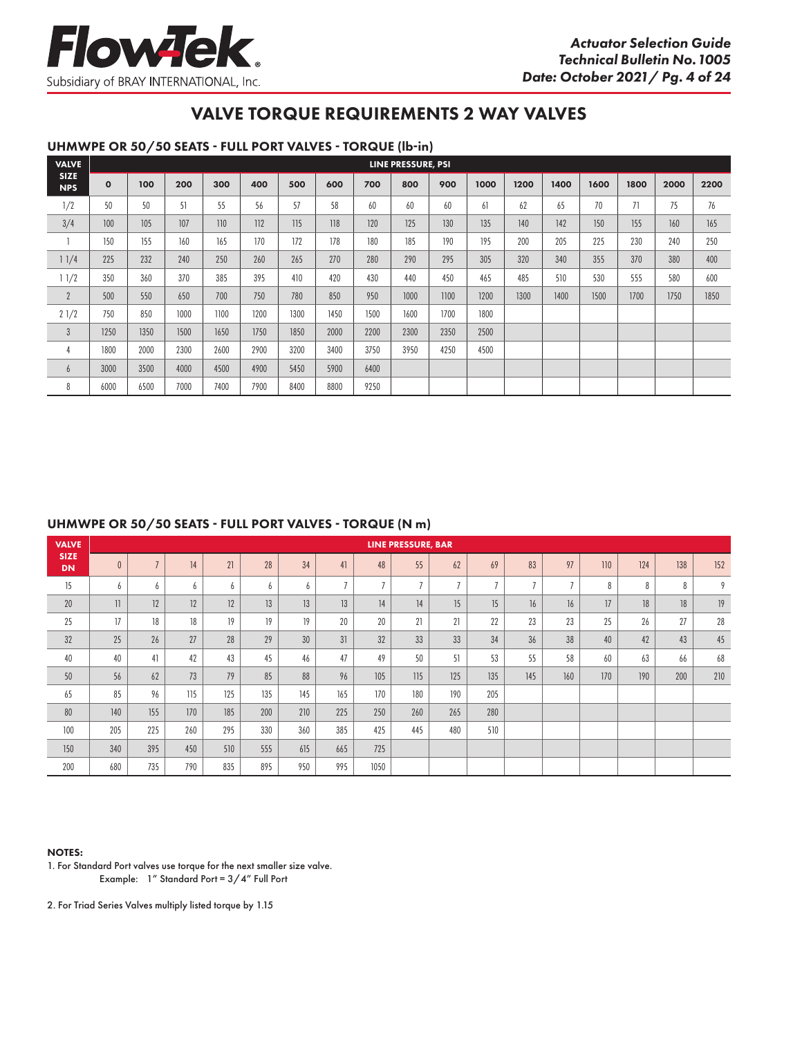# VALVE TORQUE REQUIREMENTS 2 WAY VALVES

## UHMWPE OR 50/50 SEATS - FULL PORT VALVES - TORQUE (lb-in)

| VALVE SIZE NPS | LINE PRESSURE, PSI | | | | | | | | | | | | | | | | |
|---|---|---|---|---|---|---|---|---|---|---|---|---|---|---|---|---|---|
| | 0 | 100 | 200 | 300 | 400 | 500 | 600 | 700 | 800 | 900 | 1000 | 1200 | 1400 | 1600 | 1800 | 2000 | 2200 |
| 1/2 | 50 | 50 | 51 | 55 | 56 | 57 | 58 | 60 | 60 | 60 | 61 | 62 | 65 | 70 | 71 | 75 | 76 |
| 3/4 | 100 | 105 | 107 | 110 | 112 | 115 | 118 | 120 | 125 | 130 | 135 | 140 | 142 | 150 | 155 | 160 | 165 |
| 1 | 150 | 155 | 160 | 165 | 170 | 172 | 178 | 180 | 185 | 190 | 195 | 200 | 205 | 225 | 230 | 240 | 250 |
| 1 1/4 | 225 | 232 | 240 | 250 | 260 | 265 | 270 | 280 | 290 | 295 | 305 | 320 | 340 | 355 | 370 | 380 | 400 |
| 1 1/2 | 350 | 360 | 370 | 385 | 395 | 410 | 420 | 430 | 440 | 450 | 465 | 485 | 510 | 530 | 555 | 580 | 600 |
| 2 | 500 | 550 | 650 | 700 | 750 | 780 | 850 | 950 | 1000 | 1100 | 1200 | 1300 | 1400 | 1500 | 1700 | 1750 | 1850 |
| 2 1/2 | 750 | 850 | 1000 | 1100 | 1200 | 1300 | 1450 | 1500 | 1600 | 1700 | 1800 | | | | | | |
| 3 | 1250 | 1350 | 1500 | 1650 | 1750 | 1850 | 2000 | 2200 | 2300 | 2350 | 2500 | | | | | | |
| 4 | 1800 | 2000 | 2300 | 2600 | 2900 | 3200 | 3400 | 3750 | 3950 | 4250 | 4500 | | | | | | |
| 6 | 3000 | 3500 | 4000 | 4500 | 4900 | 5450 | 5900 | 6400 | | | | | | | | | |
| 8 | 6000 | 6500 | 7000 | 7400 | 7900 | 8400 | 8800 | 9250 | | | | | | | | | |

## UHMWPE OR 50/50 SEATS - FULL PORT VALVES - TORQUE (N m)

| VALVE SIZE DN | LINE PRESSURE, BAR | | | | | | | | | | | | | | | | |
|---|---|---|---|---|---|---|---|---|---|---|---|---|---|---|---|---|---|
| | 0 | 7 | 14 | 21 | 28 | 34 | 41 | 48 | 55 | 62 | 69 | 83 | 97 | 110 | 124 | 138 | 152 |
| 15 | 6 | 6 | 6 | 6 | 6 | 6 | 7 | 7 | 7 | 7 | 7 | 7 | 7 | 8 | 8 | 8 | 9 |
| 20 | 11 | 12 | 12 | 12 | 13 | 13 | 13 | 14 | 14 | 15 | 15 | 16 | 16 | 17 | 18 | 18 | 19 |
| 25 | 17 | 18 | 18 | 19 | 19 | 19 | 20 | 20 | 21 | 21 | 22 | 23 | 23 | 25 | 26 | 27 | 28 |
| 32 | 25 | 26 | 27 | 28 | 29 | 30 | 31 | 32 | 33 | 33 | 34 | 36 | 38 | 40 | 42 | 43 | 45 |
| 40 | 40 | 41 | 42 | 43 | 45 | 46 | 47 | 49 | 50 | 51 | 53 | 55 | 58 | 60 | 63 | 66 | 68 |
| 50 | 56 | 62 | 73 | 79 | 85 | 88 | 96 | 105 | 115 | 125 | 135 | 145 | 160 | 170 | 190 | 200 | 210 |
| 65 | 85 | 96 | 115 | 125 | 135 | 145 | 165 | 170 | 180 | 190 | 205 | | | | | | |
| 80 | 140 | 155 | 170 | 185 | 200 | 210 | 225 | 250 | 260 | 265 | 280 | | | | | | |
| 100 | 205 | 225 | 260 | 295 | 330 | 360 | 385 | 425 | 445 | 480 | 510 | | | | | | |
| 150 | 340 | 395 | 450 | 510 | 555 | 615 | 665 | 725 | | | | | | | | | |
| 200 | 680 | 735 | 790 | 835 | 895 | 950 | 995 | 1050 | | | | | | | | | |

**NOTES:**

1. For Standard Port valves use torque for the next smaller size valve.
   Example: 1" Standard Port = 3/4" Full Port

2. For Triad Series Valves multiply listed torque by 1.15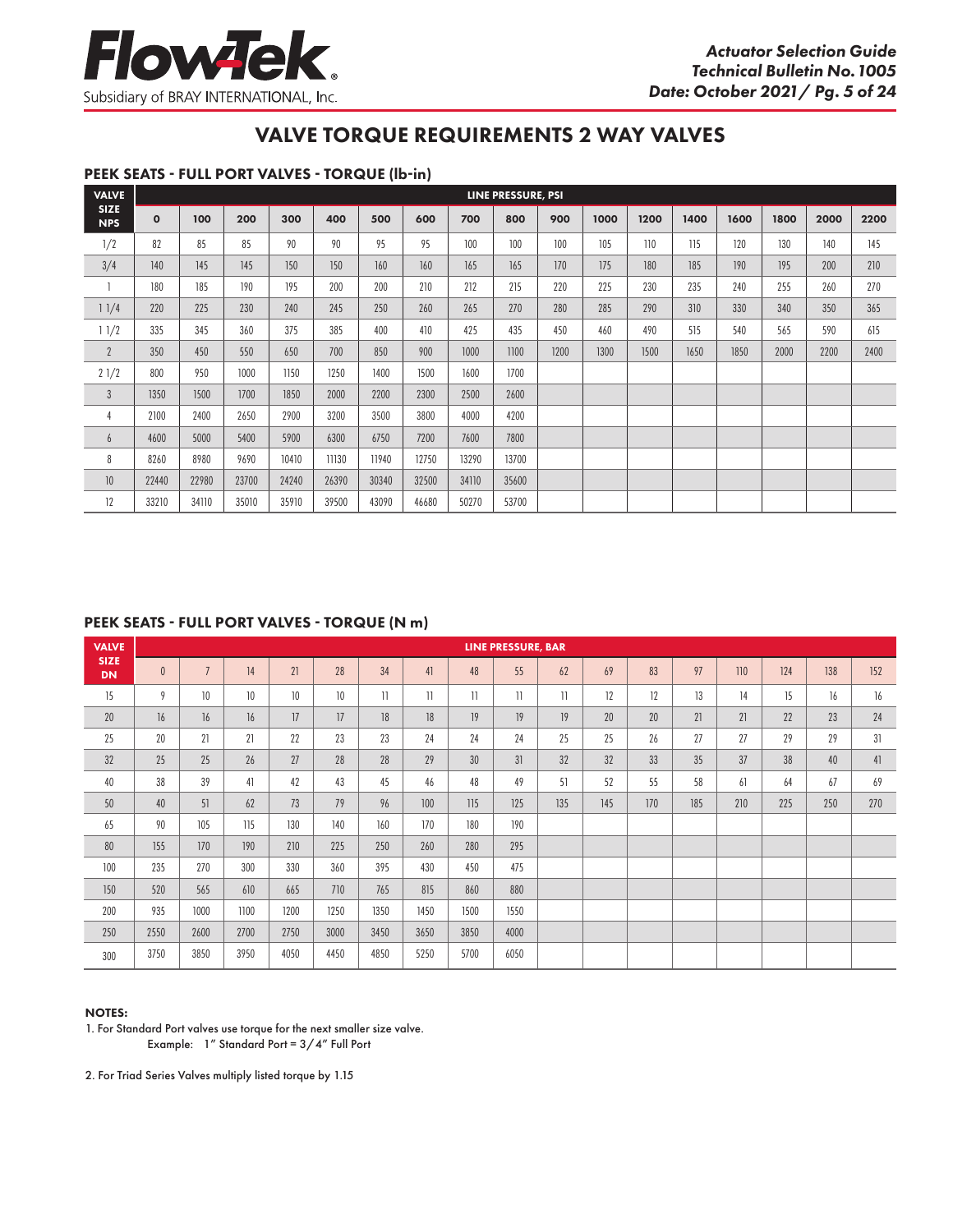# VALVE TORQUE REQUIREMENTS 2 WAY VALVES

## PEEK SEATS - FULL PORT VALVES - TORQUE (lb-in)

| VALVE SIZE NPS | LINE PRESSURE, PSI | | | | | | | | | | | | | | | | |
|---|---|---|---|---|---|---|---|---|---|---|---|---|---|---|---|---|---|
| | 0 | 100 | 200 | 300 | 400 | 500 | 600 | 700 | 800 | 900 | 1000 | 1200 | 1400 | 1600 | 1800 | 2000 | 2200 |
| 1/2 | 82 | 85 | 85 | 90 | 90 | 95 | 95 | 100 | 100 | 100 | 105 | 110 | 115 | 120 | 130 | 140 | 145 |
| 3/4 | 140 | 145 | 145 | 150 | 150 | 160 | 160 | 165 | 165 | 170 | 175 | 180 | 185 | 190 | 195 | 200 | 210 |
| 1 | 180 | 185 | 190 | 195 | 200 | 200 | 210 | 212 | 215 | 220 | 225 | 230 | 235 | 240 | 255 | 260 | 270 |
| 1 1/4 | 220 | 225 | 230 | 240 | 245 | 250 | 260 | 265 | 270 | 280 | 285 | 290 | 310 | 330 | 340 | 350 | 365 |
| 1 1/2 | 335 | 345 | 360 | 375 | 385 | 400 | 410 | 425 | 435 | 450 | 460 | 490 | 515 | 540 | 565 | 590 | 615 |
| 2 | 350 | 450 | 550 | 650 | 700 | 850 | 900 | 1000 | 1100 | 1200 | 1300 | 1500 | 1650 | 1850 | 2000 | 2200 | 2400 |
| 2 1/2 | 800 | 950 | 1000 | 1150 | 1250 | 1400 | 1500 | 1600 | 1700 | | | | | | | | |
| 3 | 1350 | 1500 | 1700 | 1850 | 2000 | 2200 | 2300 | 2500 | 2600 | | | | | | | | |
| 4 | 2100 | 2400 | 2650 | 2900 | 3200 | 3500 | 3800 | 4000 | 4200 | | | | | | | | |
| 6 | 4600 | 5000 | 5400 | 5900 | 6300 | 6750 | 7200 | 7600 | 7800 | | | | | | | | |
| 8 | 8260 | 8980 | 9690 | 10410 | 11130 | 11940 | 12750 | 13290 | 13700 | | | | | | | | |
| 10 | 22440 | 22980 | 23700 | 24240 | 26390 | 30340 | 32500 | 34110 | 35600 | | | | | | | | |
| 12 | 33210 | 34110 | 35010 | 35910 | 39500 | 43090 | 46680 | 50270 | 53700 | | | | | | | | |

## PEEK SEATS - FULL PORT VALVES - TORQUE (N m)

| VALVE SIZE DN | LINE PRESSURE, BAR | | | | | | | | | | | | | | | | |
|---|---|---|---|---|---|---|---|---|---|---|---|---|---|---|---|---|---|
| | 0 | 7 | 14 | 21 | 28 | 34 | 41 | 48 | 55 | 62 | 69 | 83 | 97 | 110 | 124 | 138 | 152 |
| 15 | 9 | 10 | 10 | 10 | 10 | 11 | 11 | 11 | 11 | 11 | 12 | 12 | 13 | 14 | 15 | 16 | 16 |
| 20 | 16 | 16 | 16 | 17 | 17 | 18 | 18 | 19 | 19 | 19 | 20 | 20 | 21 | 21 | 22 | 23 | 24 |
| 25 | 20 | 21 | 21 | 22 | 23 | 23 | 24 | 24 | 24 | 25 | 25 | 26 | 27 | 27 | 29 | 29 | 31 |
| 32 | 25 | 25 | 26 | 27 | 28 | 28 | 29 | 30 | 31 | 32 | 32 | 33 | 35 | 37 | 38 | 40 | 41 |
| 40 | 38 | 39 | 41 | 42 | 43 | 45 | 46 | 48 | 49 | 51 | 52 | 55 | 58 | 61 | 64 | 67 | 69 |
| 50 | 40 | 51 | 62 | 73 | 79 | 96 | 100 | 115 | 125 | 135 | 145 | 170 | 185 | 210 | 225 | 250 | 270 |
| 65 | 90 | 105 | 115 | 130 | 140 | 160 | 170 | 180 | 190 | | | | | | | | |
| 80 | 155 | 170 | 190 | 210 | 225 | 250 | 260 | 280 | 295 | | | | | | | | |
| 100 | 235 | 270 | 300 | 330 | 360 | 395 | 430 | 450 | 475 | | | | | | | | |
| 150 | 520 | 565 | 610 | 665 | 710 | 765 | 815 | 860 | 880 | | | | | | | | |
| 200 | 935 | 1000 | 1100 | 1200 | 1250 | 1350 | 1450 | 1500 | 1550 | | | | | | | | |
| 250 | 2550 | 2600 | 2700 | 2750 | 3000 | 3450 | 3650 | 3850 | 4000 | | | | | | | | |
| 300 | 3750 | 3850 | 3950 | 4050 | 4450 | 4850 | 5250 | 5700 | 6050 | | | | | | | | |

**NOTES:**

1. For Standard Port valves use torque for the next smaller size valve.
   Example: 1" Standard Port = 3/4" Full Port

2. For Triad Series Valves multiply listed torque by 1.15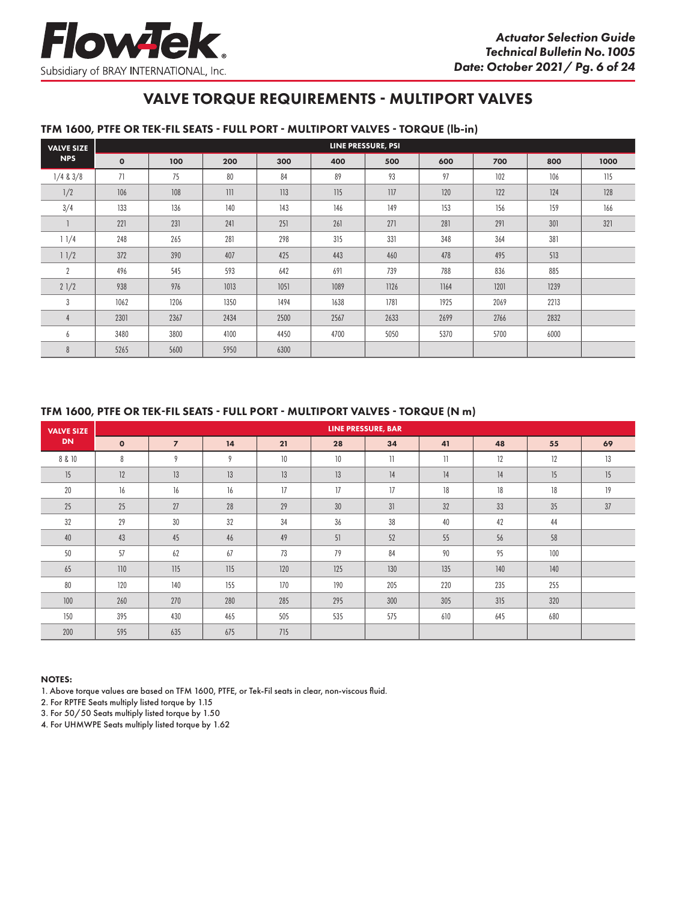# VALVE TORQUE REQUIREMENTS - MULTIPORT VALVES

## TFM 1600, PTFE OR TEK-FIL SEATS - FULL PORT - MULTIPORT VALVES - TORQUE (lb-in)

| VALVE SIZE NPS | LINE PRESSURE, PSI | | | | | | | | | |
|---|---|---|---|---|---|---|---|---|---|---|
| | 0 | 100 | 200 | 300 | 400 | 500 | 600 | 700 | 800 | 1000 |
| 1/4 & 3/8 | 71 | 75 | 80 | 84 | 89 | 93 | 97 | 102 | 106 | 115 |
| 1/2 | 106 | 108 | 111 | 113 | 115 | 117 | 120 | 122 | 124 | 128 |
| 3/4 | 133 | 136 | 140 | 143 | 146 | 149 | 153 | 156 | 159 | 166 |
| 1 | 221 | 231 | 241 | 251 | 261 | 271 | 281 | 291 | 301 | 321 |
| 1 1/4 | 248 | 265 | 281 | 298 | 315 | 331 | 348 | 364 | 381 | |
| 1 1/2 | 372 | 390 | 407 | 425 | 443 | 460 | 478 | 495 | 513 | |
| 2 | 496 | 545 | 593 | 642 | 691 | 739 | 788 | 836 | 885 | |
| 2 1/2 | 938 | 976 | 1013 | 1051 | 1089 | 1126 | 1164 | 1201 | 1239 | |
| 3 | 1062 | 1206 | 1350 | 1494 | 1638 | 1781 | 1925 | 2069 | 2213 | |
| 4 | 2301 | 2367 | 2434 | 2500 | 2567 | 2633 | 2699 | 2766 | 2832 | |
| 6 | 3480 | 3800 | 4100 | 4450 | 4700 | 5050 | 5370 | 5700 | 6000 | |
| 8 | 5265 | 5600 | 5950 | 6300 | | | | | | |

## TFM 1600, PTFE OR TEK-FIL SEATS - FULL PORT - MULTIPORT VALVES - TORQUE (N m)

| VALVE SIZE DN | LINE PRESSURE, BAR | | | | | | | | | |
|---|---|---|---|---|---|---|---|---|---|---|
| | 0 | 7 | 14 | 21 | 28 | 34 | 41 | 48 | 55 | 69 |
| 8 & 10 | 8 | 9 | 9 | 10 | 10 | 11 | 11 | 12 | 12 | 13 |
| 15 | 12 | 13 | 13 | 13 | 13 | 14 | 14 | 14 | 15 | 15 |
| 20 | 16 | 16 | 16 | 17 | 17 | 17 | 18 | 18 | 18 | 19 |
| 25 | 25 | 27 | 28 | 29 | 30 | 31 | 32 | 33 | 35 | 37 |
| 32 | 29 | 30 | 32 | 34 | 36 | 38 | 40 | 42 | 44 | |
| 40 | 43 | 45 | 46 | 49 | 51 | 52 | 55 | 56 | 58 | |
| 50 | 57 | 62 | 67 | 73 | 79 | 84 | 90 | 95 | 100 | |
| 65 | 110 | 115 | 115 | 120 | 125 | 130 | 135 | 140 | 140 | |
| 80 | 120 | 140 | 155 | 170 | 190 | 205 | 220 | 235 | 255 | |
| 100 | 260 | 270 | 280 | 285 | 295 | 300 | 305 | 315 | 320 | |
| 150 | 395 | 430 | 465 | 505 | 535 | 575 | 610 | 645 | 680 | |
| 200 | 595 | 635 | 675 | 715 | | | | | | |

**NOTES:**

1. Above torque values are based on TFM 1600, PTFE, or Tek-Fil seats in clear, non-viscous fluid.
2. For RPTFE Seats multiply listed torque by 1.15
3. For 50/50 Seats multiply listed torque by 1.50
4. For UHMWPE Seats multiply listed torque by 1.62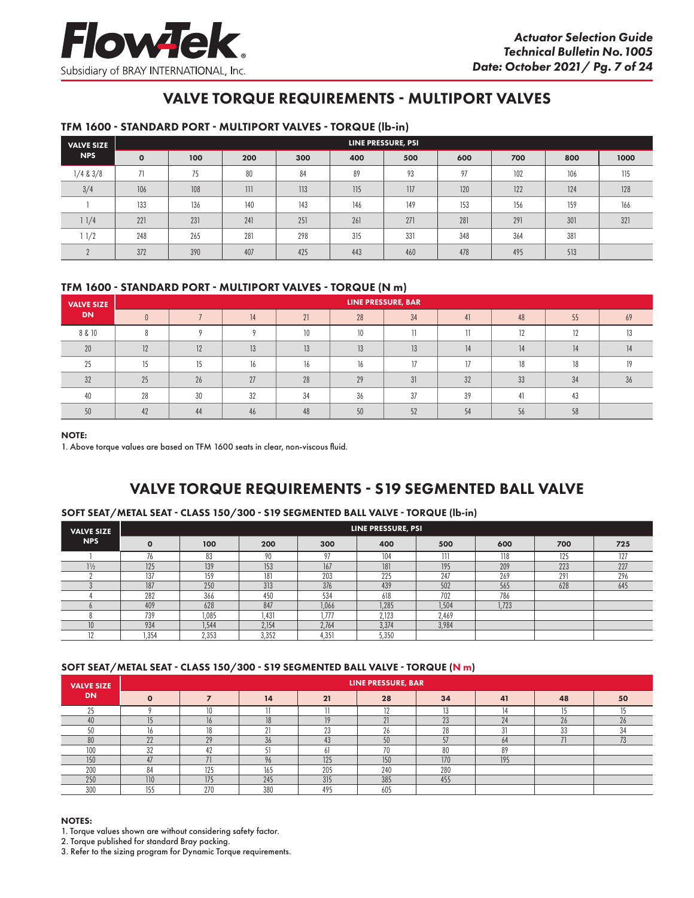# VALVE TORQUE REQUIREMENTS - MULTIPORT VALVES

### TFM 1600 - STANDARD PORT - MULTIPORT VALVES - TORQUE (lb-in)

| VALVE SIZE NPS | LINE PRESSURE, PSI | | | | | | | | | |
|---|---|---|---|---|---|---|---|---|---|---|
| | 0 | 100 | 200 | 300 | 400 | 500 | 600 | 700 | 800 | 1000 |
| 1/4 & 3/8 | 71 | 75 | 80 | 84 | 89 | 93 | 97 | 102 | 106 | 115 |
| 3/4 | 106 | 108 | 111 | 113 | 115 | 117 | 120 | 122 | 124 | 128 |
| 1 | 133 | 136 | 140 | 143 | 146 | 149 | 153 | 156 | 159 | 166 |
| 1 1/4 | 221 | 231 | 241 | 251 | 261 | 271 | 281 | 291 | 301 | 321 |
| 1 1/2 | 248 | 265 | 281 | 298 | 315 | 331 | 348 | 364 | 381 | |
| 2 | 372 | 390 | 407 | 425 | 443 | 460 | 478 | 495 | 513 | |

### TFM 1600 - STANDARD PORT - MULTIPORT VALVES - TORQUE (N m)

| VALVE SIZE DN | LINE PRESSURE, BAR | | | | | | | | | |
|---|---|---|---|---|---|---|---|---|---|---|
| | 0 | 7 | 14 | 21 | 28 | 34 | 41 | 48 | 55 | 69 |
| 8 & 10 | 8 | 9 | 9 | 10 | 10 | 11 | 11 | 12 | 12 | 13 |
| 20 | 12 | 12 | 13 | 13 | 13 | 13 | 14 | 14 | 14 | 14 |
| 25 | 15 | 15 | 16 | 16 | 16 | 17 | 17 | 18 | 18 | 19 |
| 32 | 25 | 26 | 27 | 28 | 29 | 31 | 32 | 33 | 34 | 36 |
| 40 | 28 | 30 | 32 | 34 | 36 | 37 | 39 | 41 | 43 | |
| 50 | 42 | 44 | 46 | 48 | 50 | 52 | 54 | 56 | 58 | |

**NOTE:**

1. Above torque values are based on TFM 1600 seats in clear, non-viscous fluid.

# VALVE TORQUE REQUIREMENTS - S19 SEGMENTED BALL VALVE

### SOFT SEAT/METAL SEAT - CLASS 150/300 - S19 SEGMENTED BALL VALVE - TORQUE (lb-in)

| VALVE SIZE NPS | LINE PRESSURE, PSI | | | | | | | | |
|---|---|---|---|---|---|---|---|---|---|
| | 0 | 100 | 200 | 300 | 400 | 500 | 600 | 700 | 725 |
| 1 | 76 | 83 | 90 | 97 | 104 | 111 | 118 | 125 | 127 |
| 1½ | 125 | 139 | 153 | 167 | 181 | 195 | 209 | 223 | 227 |
| 2 | 137 | 159 | 181 | 203 | 225 | 247 | 269 | 291 | 296 |
| 3 | 187 | 250 | 313 | 376 | 439 | 502 | 565 | 628 | 645 |
| 4 | 282 | 366 | 450 | 534 | 618 | 702 | 786 | | |
| 6 | 409 | 628 | 847 | 1,066 | 1,285 | 1,504 | 1,723 | | |
| 8 | 739 | 1,085 | 1,431 | 1,777 | 2,123 | 2,469 | | | |
| 10 | 934 | 1,544 | 2,154 | 2,764 | 3,374 | 3,984 | | | |
| 12 | 1,354 | 2,353 | 3,352 | 4,351 | 5,350 | | | | |

### SOFT SEAT/METAL SEAT - CLASS 150/300 - S19 SEGMENTED BALL VALVE - TORQUE (N m)

| VALVE SIZE DN | LINE PRESSURE, BAR | | | | | | | | |
|---|---|---|---|---|---|---|---|---|---|
| | 0 | 7 | 14 | 21 | 28 | 34 | 41 | 48 | 50 |
| 25 | 9 | 10 | 11 | 11 | 12 | 13 | 14 | 15 | 15 |
| 40 | 15 | 16 | 18 | 19 | 21 | 23 | 24 | 26 | 26 |
| 50 | 16 | 18 | 21 | 23 | 26 | 28 | 31 | 33 | 34 |
| 80 | 22 | 29 | 36 | 43 | 50 | 57 | 64 | 71 | 73 |
| 100 | 32 | 42 | 51 | 61 | 70 | 80 | 89 | | |
| 150 | 47 | 71 | 96 | 125 | 150 | 170 | 195 | | |
| 200 | 84 | 125 | 165 | 205 | 240 | 280 | | | |
| 250 | 110 | 175 | 245 | 315 | 385 | 455 | | | |
| 300 | 155 | 270 | 380 | 495 | 605 | | | | |

**NOTES:**

1. Torque values shown are without considering safety factor.
2. Torque published for standard Bray packing.
3. Refer to the sizing program for Dynamic Torque requirements.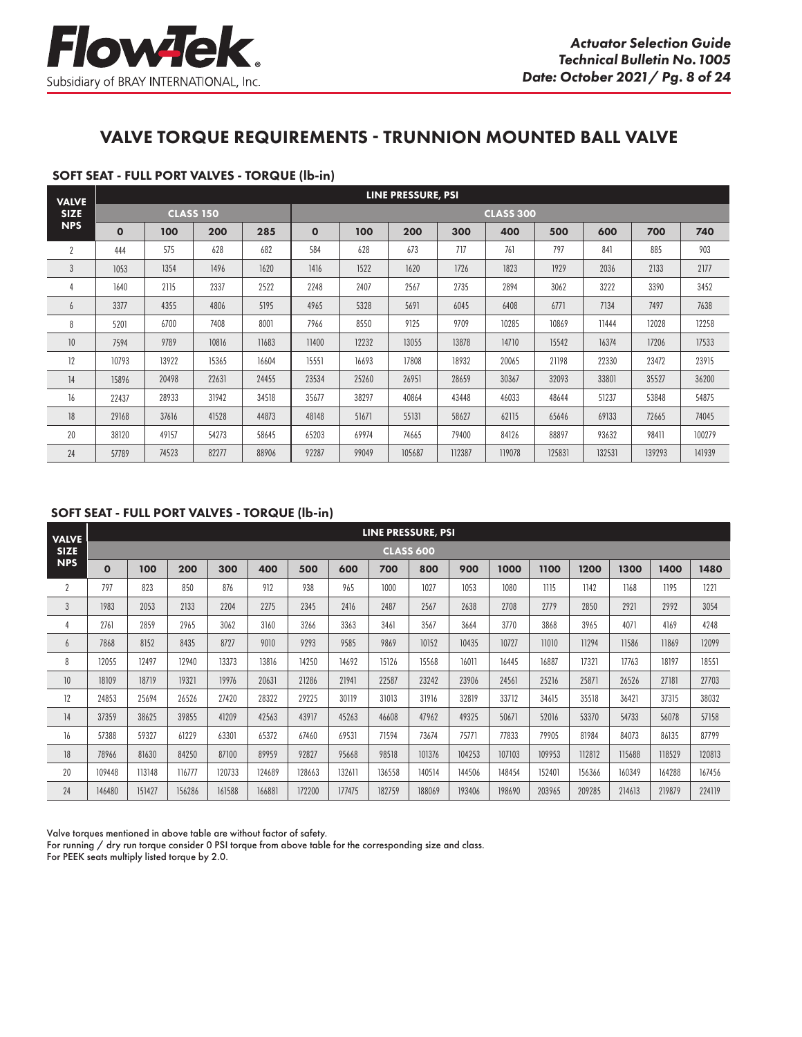# VALVE TORQUE REQUIREMENTS - TRUNNION MOUNTED BALL VALVE

## SOFT SEAT - FULL PORT VALVES - TORQUE (lb-in)

| VALVE SIZE NPS | LINE PRESSURE, PSI | | | | | | | | | | | | |
|---|---|---|---|---|---|---|---|---|---|---|---|---|---|
| | CLASS 150 | | | | CLASS 300 | | | | | | | | |
| | 0 | 100 | 200 | 285 | 0 | 100 | 200 | 300 | 400 | 500 | 600 | 700 | 740 |
| 2 | 444 | 575 | 628 | 682 | 584 | 628 | 673 | 717 | 761 | 797 | 841 | 885 | 903 |
| 3 | 1053 | 1354 | 1496 | 1620 | 1416 | 1522 | 1620 | 1726 | 1823 | 1929 | 2036 | 2133 | 2177 |
| 4 | 1640 | 2115 | 2337 | 2522 | 2248 | 2407 | 2567 | 2735 | 2894 | 3062 | 3222 | 3390 | 3452 |
| 6 | 3377 | 4355 | 4806 | 5195 | 4965 | 5328 | 5691 | 6045 | 6408 | 6771 | 7134 | 7497 | 7638 |
| 8 | 5201 | 6700 | 7408 | 8001 | 7966 | 8550 | 9125 | 9709 | 10285 | 10869 | 11444 | 12028 | 12258 |
| 10 | 7594 | 9789 | 10816 | 11683 | 11400 | 12232 | 13055 | 13878 | 14710 | 15542 | 16374 | 17206 | 17533 |
| 12 | 10793 | 13922 | 15365 | 16604 | 15551 | 16693 | 17808 | 18932 | 20065 | 21198 | 22330 | 23472 | 23915 |
| 14 | 15896 | 20498 | 22631 | 24455 | 23534 | 25260 | 26951 | 28659 | 30367 | 32093 | 33801 | 35527 | 36200 |
| 16 | 22437 | 28933 | 31942 | 34518 | 35677 | 38297 | 40864 | 43448 | 46033 | 48644 | 51237 | 53848 | 54875 |
| 18 | 29168 | 37616 | 41528 | 44873 | 48148 | 51671 | 55131 | 58627 | 62115 | 65646 | 69133 | 72665 | 74045 |
| 20 | 38120 | 49157 | 54273 | 58645 | 65203 | 69974 | 74665 | 79400 | 84126 | 88897 | 93632 | 98411 | 100279 |
| 24 | 57789 | 74523 | 82277 | 88906 | 92287 | 99049 | 105687 | 112387 | 119078 | 125831 | 132531 | 139293 | 141939 |

## SOFT SEAT - FULL PORT VALVES - TORQUE (lb-in)

| VALVE SIZE NPS | LINE PRESSURE, PSI | | | | | | | | | | | | | | | |
|---|---|---|---|---|---|---|---|---|---|---|---|---|---|---|---|---|
| | CLASS 600 | | | | | | | | | | | | | | | |
| | 0 | 100 | 200 | 300 | 400 | 500 | 600 | 700 | 800 | 900 | 1000 | 1100 | 1200 | 1300 | 1400 | 1480 |
| 2 | 797 | 823 | 850 | 876 | 912 | 938 | 965 | 1000 | 1027 | 1053 | 1080 | 1115 | 1142 | 1168 | 1195 | 1221 |
| 3 | 1983 | 2053 | 2133 | 2204 | 2275 | 2345 | 2416 | 2487 | 2567 | 2638 | 2708 | 2779 | 2850 | 2921 | 2992 | 3054 |
| 4 | 2761 | 2859 | 2965 | 3062 | 3160 | 3266 | 3363 | 3461 | 3567 | 3664 | 3770 | 3868 | 3965 | 4071 | 4169 | 4248 |
| 6 | 7868 | 8152 | 8435 | 8727 | 9010 | 9293 | 9585 | 9869 | 10152 | 10435 | 10727 | 11010 | 11294 | 11586 | 11869 | 12099 |
| 8 | 12055 | 12497 | 12940 | 13373 | 13816 | 14250 | 14692 | 15126 | 15568 | 16011 | 16445 | 16887 | 17321 | 17763 | 18197 | 18551 |
| 10 | 18109 | 18719 | 19321 | 19976 | 20631 | 21286 | 21941 | 22587 | 23242 | 23906 | 24561 | 25216 | 25871 | 26526 | 27181 | 27703 |
| 12 | 24853 | 25694 | 26526 | 27420 | 28322 | 29225 | 30119 | 31013 | 31916 | 32819 | 33712 | 34615 | 35518 | 36421 | 37315 | 38032 |
| 14 | 37359 | 38625 | 39855 | 41209 | 42563 | 43917 | 45263 | 46608 | 47962 | 49325 | 50671 | 52016 | 53370 | 54733 | 56078 | 57158 |
| 16 | 57388 | 59327 | 61229 | 63301 | 65372 | 67460 | 69531 | 71594 | 73674 | 75771 | 77833 | 79905 | 81984 | 84073 | 86135 | 87799 |
| 18 | 78966 | 81630 | 84250 | 87100 | 89959 | 92827 | 95668 | 98518 | 101376 | 104253 | 107103 | 109953 | 112812 | 115688 | 118529 | 120813 |
| 20 | 109448 | 113148 | 116777 | 120733 | 124689 | 128663 | 132611 | 136558 | 140514 | 144506 | 148454 | 152401 | 156366 | 160349 | 164288 | 167456 |
| 24 | 146480 | 151427 | 156286 | 161588 | 166881 | 172200 | 177475 | 182759 | 188069 | 193406 | 198690 | 203965 | 209285 | 214613 | 219879 | 224119 |

Valve torques mentioned in above table are without factor of safety.
For running / dry run torque consider 0 PSI torque from above table for the corresponding size and class.
For PEEK seats multiply listed torque by 2.0.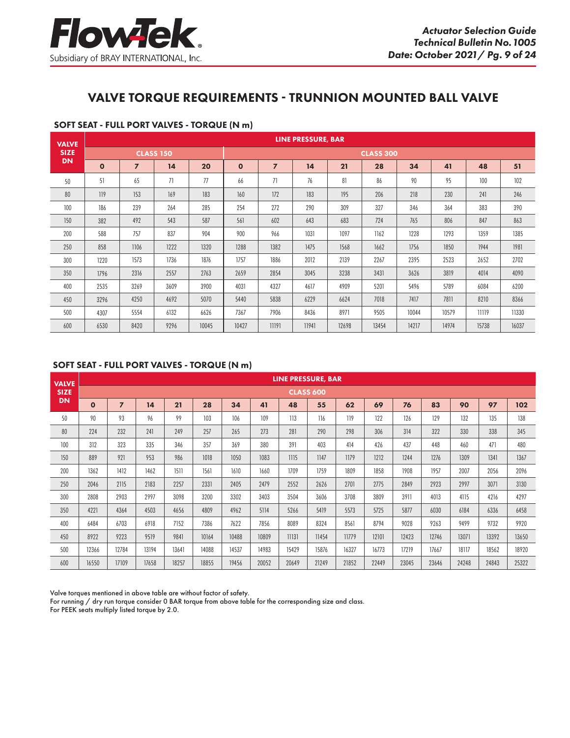# VALVE TORQUE REQUIREMENTS - TRUNNION MOUNTED BALL VALVE

## SOFT SEAT - FULL PORT VALVES - TORQUE (N m)

| VALVE SIZE DN | LINE PRESSURE, BAR | | | | | | | | | | | | |
|---|---|---|---|---|---|---|---|---|---|---|---|---|---|
| | CLASS 150 | | | | CLASS 300 | | | | | | | | |
| | 0 | 7 | 14 | 20 | 0 | 7 | 14 | 21 | 28 | 34 | 41 | 48 | 51 |
| 50 | 51 | 65 | 71 | 77 | 66 | 71 | 76 | 81 | 86 | 90 | 95 | 100 | 102 |
| 80 | 119 | 153 | 169 | 183 | 160 | 172 | 183 | 195 | 206 | 218 | 230 | 241 | 246 |
| 100 | 186 | 239 | 264 | 285 | 254 | 272 | 290 | 309 | 327 | 346 | 364 | 383 | 390 |
| 150 | 382 | 492 | 543 | 587 | 561 | 602 | 643 | 683 | 724 | 765 | 806 | 847 | 863 |
| 200 | 588 | 757 | 837 | 904 | 900 | 966 | 1031 | 1097 | 1162 | 1228 | 1293 | 1359 | 1385 |
| 250 | 858 | 1106 | 1222 | 1320 | 1288 | 1382 | 1475 | 1568 | 1662 | 1756 | 1850 | 1944 | 1981 |
| 300 | 1220 | 1573 | 1736 | 1876 | 1757 | 1886 | 2012 | 2139 | 2267 | 2395 | 2523 | 2652 | 2702 |
| 350 | 1796 | 2316 | 2557 | 2763 | 2659 | 2854 | 3045 | 3238 | 3431 | 3626 | 3819 | 4014 | 4090 |
| 400 | 2535 | 3269 | 3609 | 3900 | 4031 | 4327 | 4617 | 4909 | 5201 | 5496 | 5789 | 6084 | 6200 |
| 450 | 3296 | 4250 | 4692 | 5070 | 5440 | 5838 | 6229 | 6624 | 7018 | 7417 | 7811 | 8210 | 8366 |
| 500 | 4307 | 5554 | 6132 | 6626 | 7367 | 7906 | 8436 | 8971 | 9505 | 10044 | 10579 | 11119 | 11330 |
| 600 | 6530 | 8420 | 9296 | 10045 | 10427 | 11191 | 11941 | 12698 | 13454 | 14217 | 14974 | 15738 | 16037 |

## SOFT SEAT - FULL PORT VALVES - TORQUE (N m)

| VALVE SIZE DN | LINE PRESSURE, BAR | | | | | | | | | | | | | | | |
|---|---|---|---|---|---|---|---|---|---|---|---|---|---|---|---|---|
| | CLASS 600 | | | | | | | | | | | | | | | |
| | 0 | 7 | 14 | 21 | 28 | 34 | 41 | 48 | 55 | 62 | 69 | 76 | 83 | 90 | 97 | 102 |
| 50 | 90 | 93 | 96 | 99 | 103 | 106 | 109 | 113 | 116 | 119 | 122 | 126 | 129 | 132 | 135 | 138 |
| 80 | 224 | 232 | 241 | 249 | 257 | 265 | 273 | 281 | 290 | 298 | 306 | 314 | 322 | 330 | 338 | 345 |
| 100 | 312 | 323 | 335 | 346 | 357 | 369 | 380 | 391 | 403 | 414 | 426 | 437 | 448 | 460 | 471 | 480 |
| 150 | 889 | 921 | 953 | 986 | 1018 | 1050 | 1083 | 1115 | 1147 | 1179 | 1212 | 1244 | 1276 | 1309 | 1341 | 1367 |
| 200 | 1362 | 1412 | 1462 | 1511 | 1561 | 1610 | 1660 | 1709 | 1759 | 1809 | 1858 | 1908 | 1957 | 2007 | 2056 | 2096 |
| 250 | 2046 | 2115 | 2183 | 2257 | 2331 | 2405 | 2479 | 2552 | 2626 | 2701 | 2775 | 2849 | 2923 | 2997 | 3071 | 3130 |
| 300 | 2808 | 2903 | 2997 | 3098 | 3200 | 3302 | 3403 | 3504 | 3606 | 3708 | 3809 | 3911 | 4013 | 4115 | 4216 | 4297 |
| 350 | 4221 | 4364 | 4503 | 4656 | 4809 | 4962 | 5114 | 5266 | 5419 | 5573 | 5725 | 5877 | 6030 | 6184 | 6336 | 6458 |
| 400 | 6484 | 6703 | 6918 | 7152 | 7386 | 7622 | 7856 | 8089 | 8324 | 8561 | 8794 | 9028 | 9263 | 9499 | 9732 | 9920 |
| 450 | 8922 | 9223 | 9519 | 9841 | 10164 | 10488 | 10809 | 11131 | 11454 | 11779 | 12101 | 12423 | 12746 | 13071 | 13392 | 13650 |
| 500 | 12366 | 12784 | 13194 | 13641 | 14088 | 14537 | 14983 | 15429 | 15876 | 16327 | 16773 | 17219 | 17667 | 18117 | 18562 | 18920 |
| 600 | 16550 | 17109 | 17658 | 18257 | 18855 | 19456 | 20052 | 20649 | 21249 | 21852 | 22449 | 23045 | 23646 | 24248 | 24843 | 25322 |

Valve torques mentioned in above table are without factor of safety.
For running / dry run torque consider 0 BAR torque from above table for the corresponding size and class.
For PEEK seats multiply listed torque by 2.0.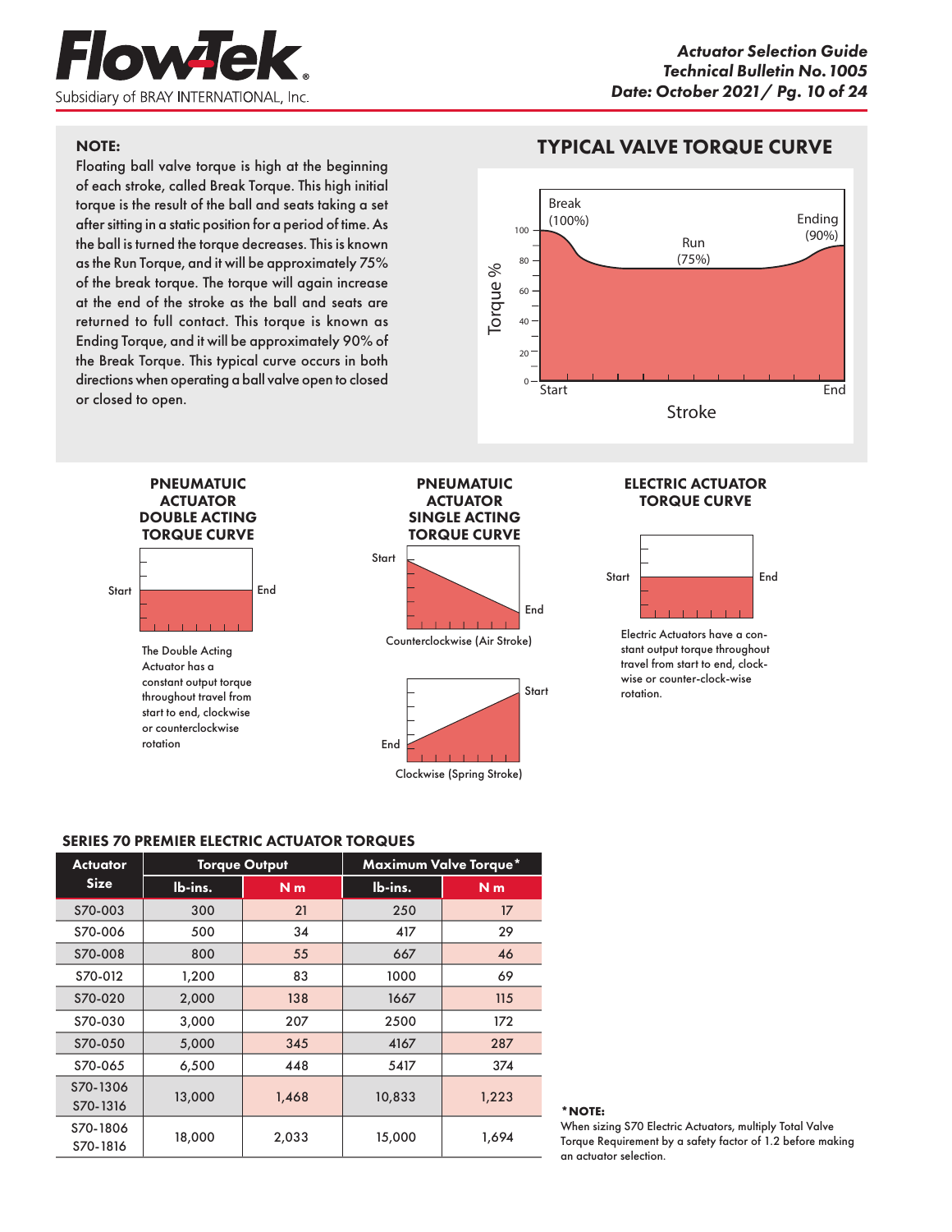**NOTE:**
Floating ball valve torque is high at the beginning of each stroke, called Break Torque. This high initial torque is the result of the ball and seats taking a set after sitting in a static position for a period of time. As the ball is turned the torque decreases. This is known as the Run Torque, and it will be approximately 75% of the break torque. The torque will again increase at the end of the stroke as the ball and seats are returned to full contact. This torque is known as Ending Torque, and it will be approximately 90% of the Break Torque. This typical curve occurs in both directions when operating a ball valve open to closed or closed to open.

## TYPICAL VALVE TORQUE CURVE

Break (100%) — Run (75%) — Ending (90%)

Torque % / Stroke (Start – End)

### PNEUMATUIC ACTUATOR DOUBLE ACTING TORQUE CURVE

The Double Acting Actuator has a constant output torque throughout travel from start to end, clockwise or counterclockwise rotation

### PNEUMATUIC ACTUATOR SINGLE ACTING TORQUE CURVE

Counterclockwise (Air Stroke)

Clockwise (Spring Stroke)

### ELECTRIC ACTUATOR TORQUE CURVE

Electric Actuators have a constant output torque throughout travel from start to end, clockwise or counter-clock-wise rotation.

### SERIES 70 PREMIER ELECTRIC ACTUATOR TORQUES

| Actuator Size | Torque Output | | Maximum Valve Torque* | |
|---|---|---|---|---|
| | lb-ins. | N m | lb-ins. | N m |
| S70-003 | 300 | 21 | 250 | 17 |
| S70-006 | 500 | 34 | 417 | 29 |
| S70-008 | 800 | 55 | 667 | 46 |
| S70-012 | 1,200 | 83 | 1000 | 69 |
| S70-020 | 2,000 | 138 | 1667 | 115 |
| S70-030 | 3,000 | 207 | 2500 | 172 |
| S70-050 | 5,000 | 345 | 4167 | 287 |
| S70-065 | 6,500 | 448 | 5417 | 374 |
| S70-1306 S70-1316 | 13,000 | 1,468 | 10,833 | 1,223 |
| S70-1806 S70-1816 | 18,000 | 2,033 | 15,000 | 1,694 |

***NOTE:**
When sizing S70 Electric Actuators, multiply Total Valve Torque Requirement by a safety factor of 1.2 before making an actuator selection.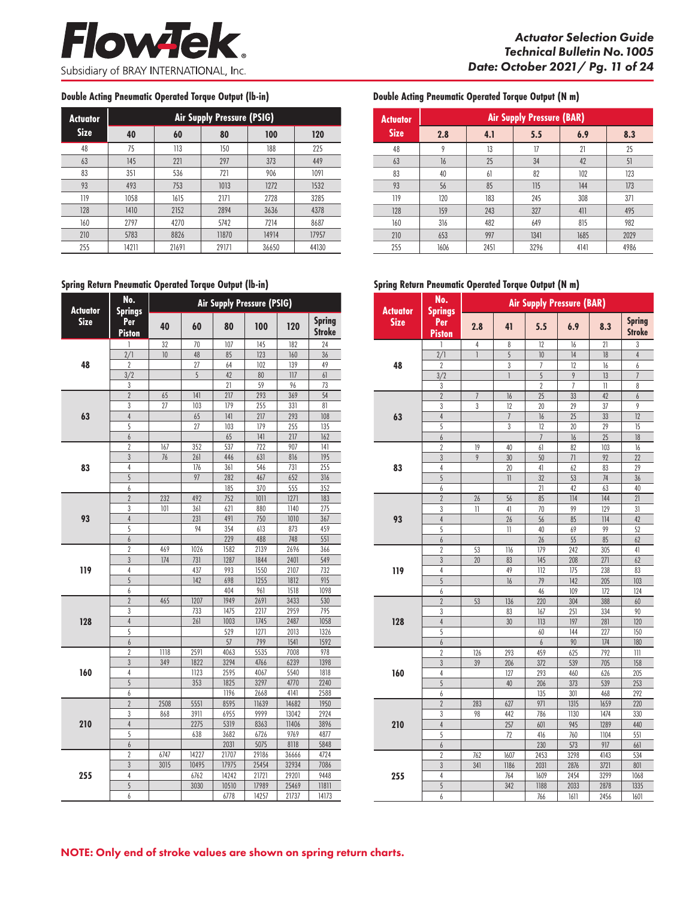### Double Acting Pneumatic Operated Torque Output (lb-in)

| Actuator Size | Air Supply Pressure (PSIG) | | | | |
|---|---|---|---|---|---|
| | 40 | 60 | 80 | 100 | 120 |
| 48 | 75 | 113 | 150 | 188 | 225 |
| 63 | 145 | 221 | 297 | 373 | 449 |
| 83 | 351 | 536 | 721 | 906 | 1091 |
| 93 | 493 | 753 | 1013 | 1272 | 1532 |
| 119 | 1058 | 1615 | 2171 | 2728 | 3285 |
| 128 | 1410 | 2152 | 2894 | 3636 | 4378 |
| 160 | 2797 | 4270 | 5742 | 7214 | 8687 |
| 210 | 5783 | 8826 | 11870 | 14914 | 17957 |
| 255 | 14211 | 21691 | 29171 | 36650 | 44130 |

### Double Acting Pneumatic Operated Torque Output (N m)

| Actuator Size | Air Supply Pressure (BAR) | | | | |
|---|---|---|---|---|---|
| | 2.8 | 4.1 | 5.5 | 6.9 | 8.3 |
| 48 | 9 | 13 | 17 | 21 | 25 |
| 63 | 16 | 25 | 34 | 42 | 51 |
| 83 | 40 | 61 | 82 | 102 | 123 |
| 93 | 56 | 85 | 115 | 144 | 173 |
| 119 | 120 | 183 | 245 | 308 | 371 |
| 128 | 159 | 243 | 327 | 411 | 495 |
| 160 | 316 | 482 | 649 | 815 | 982 |
| 210 | 653 | 997 | 1341 | 1685 | 2029 |
| 255 | 1606 | 2451 | 3296 | 4141 | 4986 |

### Spring Return Pneumatic Operated Torque Output (lb-in)

| Actuator Size | No. Springs Per Piston | Air Supply Pressure (PSIG) | | | | | |
|---|---|---|---|---|---|---|---|
| | | 40 | 60 | 80 | 100 | 120 | Spring Stroke |
| 48 | 1 | 32 | 70 | 107 | 145 | 182 | 24 |
| | 2/1 | 10 | 48 | 85 | 123 | 160 | 36 |
| | 2 | | 27 | 64 | 102 | 139 | 49 |
| | 3/2 | | 5 | 42 | 80 | 117 | 61 |
| | 3 | | | 21 | 59 | 96 | 73 |
| 63 | 2 | 65 | 141 | 217 | 293 | 369 | 54 |
| | 3 | 27 | 103 | 179 | 255 | 331 | 81 |
| | 4 | | 65 | 141 | 217 | 293 | 108 |
| | 5 | | 27 | 103 | 179 | 255 | 135 |
| | 6 | | | 65 | 141 | 217 | 162 |
| 83 | 2 | 167 | 352 | 537 | 722 | 907 | 141 |
| | 3 | 76 | 261 | 446 | 631 | 816 | 195 |
| | 4 | | 176 | 361 | 546 | 731 | 255 |
| | 5 | | 97 | 282 | 467 | 652 | 316 |
| | 6 | | | 185 | 370 | 555 | 352 |
| 93 | 2 | 232 | 492 | 752 | 1011 | 1271 | 183 |
| | 3 | 101 | 361 | 621 | 880 | 1140 | 275 |
| | 4 | | 231 | 491 | 750 | 1010 | 367 |
| | 5 | | 94 | 354 | 613 | 873 | 459 |
| | 6 | | | 229 | 488 | 748 | 551 |
| 119 | 2 | 469 | 1026 | 1582 | 2139 | 2696 | 366 |
| | 3 | 174 | 731 | 1287 | 1844 | 2401 | 549 |
| | 4 | | 437 | 993 | 1550 | 2107 | 732 |
| | 5 | | 142 | 698 | 1255 | 1812 | 915 |
| | 6 | | | 404 | 961 | 1518 | 1098 |
| 128 | 2 | 465 | 1207 | 1949 | 2691 | 3433 | 530 |
| | 3 | | 733 | 1475 | 2217 | 2959 | 795 |
| | 4 | | 261 | 1003 | 1745 | 2487 | 1058 |
| | 5 | | | 529 | 1271 | 2013 | 1326 |
| | 6 | | | 57 | 799 | 1541 | 1592 |
| 160 | 2 | 1118 | 2591 | 4063 | 5535 | 7008 | 978 |
| | 3 | 349 | 1822 | 3294 | 4766 | 6239 | 1398 |
| | 4 | | 1123 | 2595 | 4067 | 5540 | 1818 |
| | 5 | | 353 | 1825 | 3297 | 4770 | 2240 |
| | 6 | | | 1196 | 2668 | 4141 | 2588 |
| 210 | 2 | 2508 | 5551 | 8595 | 11639 | 14682 | 1950 |
| | 3 | 868 | 3911 | 6955 | 9999 | 13042 | 2924 |
| | 4 | | 2275 | 5319 | 8363 | 11406 | 3896 |
| | 5 | | 638 | 3682 | 6726 | 9769 | 4877 |
| | 6 | | | 2031 | 5075 | 8118 | 5848 |
| 255 | 2 | 6747 | 14227 | 21707 | 29186 | 36666 | 4724 |
| | 3 | 3015 | 10495 | 17975 | 25454 | 32934 | 7086 |
| | 4 | | 6762 | 14242 | 21721 | 29201 | 9448 |
| | 5 | | 3030 | 10510 | 17989 | 25469 | 11811 |
| | 6 | | | 6778 | 14257 | 21737 | 14173 |

### Spring Return Pneumatic Operated Torque Output (N m)

| Actuator Size | No. Springs Per Piston | Air Supply Pressure (BAR) | | | | | |
|---|---|---|---|---|---|---|---|
| | | 2.8 | 41 | 5.5 | 6.9 | 8.3 | Spring Stroke |
| 48 | 1 | 4 | 8 | 12 | 16 | 21 | 3 |
| | 2/1 | 1 | 5 | 10 | 14 | 18 | 4 |
| | 2 | | 3 | 7 | 12 | 16 | 6 |
| | 3/2 | | 1 | 5 | 9 | 13 | 7 |
| | 3 | | | 2 | 7 | 11 | 8 |
| 63 | 2 | 7 | 16 | 25 | 33 | 42 | 6 |
| | 3 | 3 | 12 | 20 | 29 | 37 | 9 |
| | 4 | | 7 | 16 | 25 | 33 | 12 |
| | 5 | | 3 | 12 | 20 | 29 | 15 |
| | 6 | | | 7 | 16 | 25 | 18 |
| 83 | 2 | 19 | 40 | 61 | 82 | 103 | 16 |
| | 3 | 9 | 30 | 50 | 71 | 92 | 22 |
| | 4 | | 20 | 41 | 62 | 83 | 29 |
| | 5 | | 11 | 32 | 53 | 74 | 36 |
| | 6 | | | 21 | 42 | 63 | 40 |
| 93 | 2 | 26 | 56 | 85 | 114 | 144 | 21 |
| | 3 | 11 | 41 | 70 | 99 | 129 | 31 |
| | 4 | | 26 | 56 | 85 | 114 | 42 |
| | 5 | | 11 | 40 | 69 | 99 | 52 |
| | 6 | | | 26 | 55 | 85 | 62 |
| 119 | 2 | 53 | 116 | 179 | 242 | 305 | 41 |
| | 3 | 20 | 83 | 145 | 208 | 271 | 62 |
| | 4 | | 49 | 112 | 175 | 238 | 83 |
| | 5 | | 16 | 79 | 142 | 205 | 103 |
| | 6 | | | 46 | 109 | 172 | 124 |
| 128 | 2 | 53 | 136 | 220 | 304 | 388 | 60 |
| | 3 | | 83 | 167 | 251 | 334 | 90 |
| | 4 | | 30 | 113 | 197 | 281 | 120 |
| | 5 | | | 60 | 144 | 227 | 150 |
| | 6 | | | 6 | 90 | 174 | 180 |
| 160 | 2 | 126 | 293 | 459 | 625 | 792 | 111 |
| | 3 | 39 | 206 | 372 | 539 | 705 | 158 |
| | 4 | | 127 | 293 | 460 | 626 | 205 |
| | 5 | | 40 | 206 | 373 | 539 | 253 |
| | 6 | | | 135 | 301 | 468 | 292 |
| 210 | 2 | 283 | 627 | 971 | 1315 | 1659 | 220 |
| | 3 | 98 | 442 | 786 | 1130 | 1474 | 330 |
| | 4 | | 257 | 601 | 945 | 1289 | 440 |
| | 5 | | 72 | 416 | 760 | 1104 | 551 |
| | 6 | | | 230 | 573 | 917 | 661 |
| 255 | 2 | 762 | 1607 | 2453 | 3298 | 4143 | 534 |
| | 3 | 341 | 1186 | 2031 | 2876 | 3721 | 801 |
| | 4 | | 764 | 1609 | 2454 | 3299 | 1068 |
| | 5 | | 342 | 1188 | 2033 | 2878 | 1335 |
| | 6 | | | 766 | 1611 | 2456 | 1601 |

**NOTE: Only end of stroke values are shown on spring return charts.**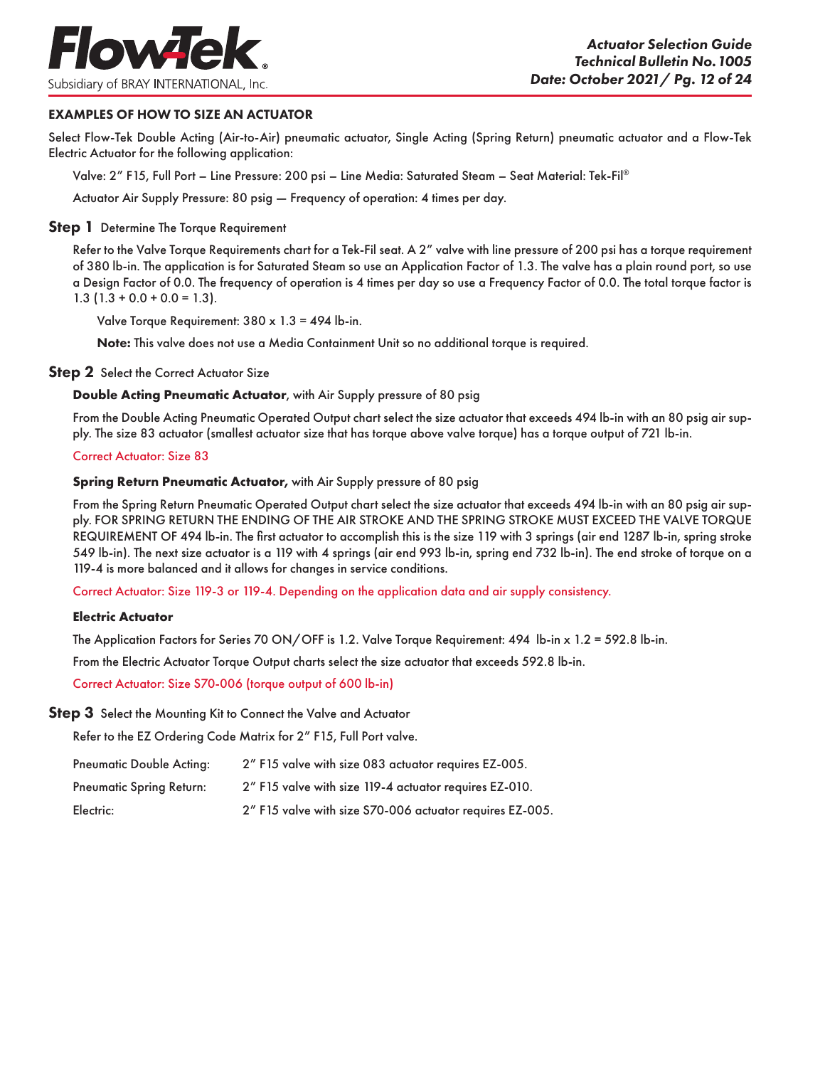## EXAMPLES OF HOW TO SIZE AN ACTUATOR

Select Flow-Tek Double Acting (Air-to-Air) pneumatic actuator, Single Acting (Spring Return) pneumatic actuator and a Flow-Tek Electric Actuator for the following application:

Valve: 2" F15, Full Port – Line Pressure: 200 psi – Line Media: Saturated Steam – Seat Material: Tek-Fil®

Actuator Air Supply Pressure: 80 psig — Frequency of operation: 4 times per day.

### Step 1 Determine The Torque Requirement

Refer to the Valve Torque Requirements chart for a Tek-Fil seat. A 2" valve with line pressure of 200 psi has a torque requirement of 380 lb-in. The application is for Saturated Steam so use an Application Factor of 1.3. The valve has a plain round port, so use a Design Factor of 0.0. The frequency of operation is 4 times per day so use a Frequency Factor of 0.0. The total torque factor is 1.3 (1.3 + 0.0 + 0.0 = 1.3).

Valve Torque Requirement: 380 x 1.3 = 494 lb-in.

**Note:** This valve does not use a Media Containment Unit so no additional torque is required.

### Step 2 Select the Correct Actuator Size

**Double Acting Pneumatic Actuator**, with Air Supply pressure of 80 psig

From the Double Acting Pneumatic Operated Output chart select the size actuator that exceeds 494 lb-in with an 80 psig air supply. The size 83 actuator (smallest actuator size that has torque above valve torque) has a torque output of 721 lb-in.

Correct Actuator: Size 83

**Spring Return Pneumatic Actuator,** with Air Supply pressure of 80 psig

From the Spring Return Pneumatic Operated Output chart select the size actuator that exceeds 494 lb-in with an 80 psig air supply. FOR SPRING RETURN THE ENDING OF THE AIR STROKE AND THE SPRING STROKE MUST EXCEED THE VALVE TORQUE REQUIREMENT OF 494 lb-in. The first actuator to accomplish this is the size 119 with 3 springs (air end 1287 lb-in, spring stroke 549 lb-in). The next size actuator is a 119 with 4 springs (air end 993 lb-in, spring end 732 lb-in). The end stroke of torque on a 119-4 is more balanced and it allows for changes in service conditions.

Correct Actuator: Size 119-3 or 119-4. Depending on the application data and air supply consistency.

**Electric Actuator**

The Application Factors for Series 70 ON/OFF is 1.2. Valve Torque Requirement: 494 lb-in x 1.2 = 592.8 lb-in.

From the Electric Actuator Torque Output charts select the size actuator that exceeds 592.8 lb-in.

Correct Actuator: Size S70-006 (torque output of 600 lb-in)

### Step 3 Select the Mounting Kit to Connect the Valve and Actuator

Refer to the EZ Ordering Code Matrix for 2" F15, Full Port valve.

| | |
|---|---|
| Pneumatic Double Acting: | 2" F15 valve with size 083 actuator requires EZ-005. |
| Pneumatic Spring Return: | 2" F15 valve with size 119-4 actuator requires EZ-010. |
| Electric: | 2" F15 valve with size S70-006 actuator requires EZ-005. |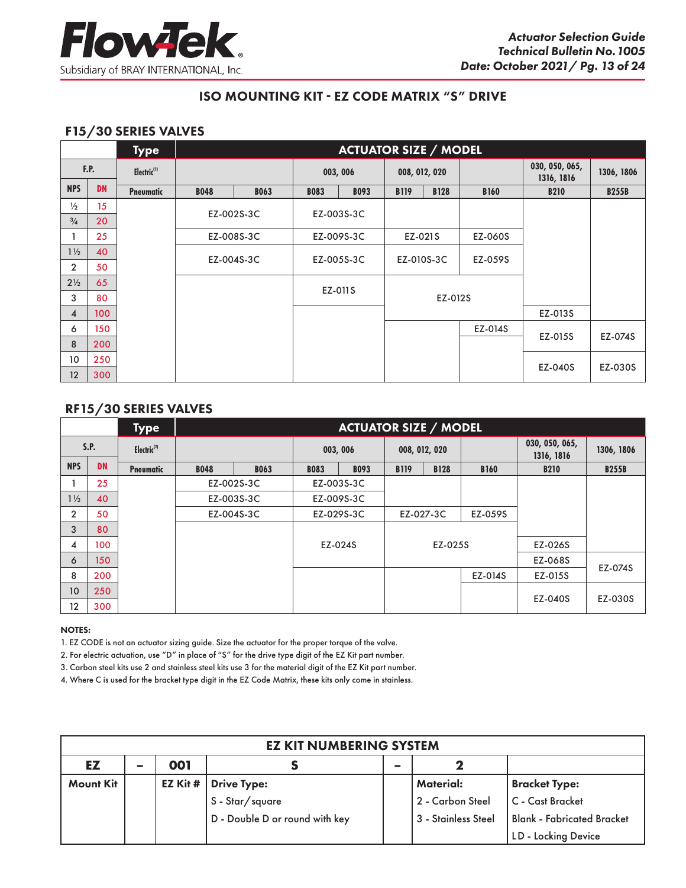## ISO MOUNTING KIT - EZ CODE MATRIX "S" DRIVE

### F15/30 SERIES VALVES

| F.P. | | Type | ACTUATOR SIZE / MODEL | | | | | | | | |
|---|---|---|---|---|---|---|---|---|---|---|---|
| | | Electric[2] | | | 003, 006 | | 008, 012, 020 | | | 030, 050, 065, 1316, 1816 | 1306, 1806 |
| NPS | DN | Pneumatic | B048 | B063 | B083 | B093 | B119 | B128 | B160 | B210 | B255B |
| ½ | 15 | | EZ-002S-3C | | EZ-003S-3C | | | | | | |
| ¾ | 20 | | EZ-002S-3C | | EZ-003S-3C | | | | | | |
| 1 | 25 | | EZ-008S-3C | | EZ-009S-3C | | EZ-021S | | EZ-060S | | |
| 1½ | 40 | | EZ-004S-3C | | EZ-005S-3C | | EZ-010S-3C | | EZ-059S | | |
| 2 | 50 | | EZ-004S-3C | | EZ-005S-3C | | EZ-010S-3C | | EZ-059S | | |
| 2½ | 65 | | | | EZ-011S | | EZ-012S | | | | |
| 3 | 80 | | | | EZ-011S | | EZ-012S | | | | |
| 4 | 100 | | | | | | EZ-012S | | | EZ-013S | |
| 6 | 150 | | | | | | | | EZ-014S | EZ-015S | EZ-074S |
| 8 | 200 | | | | | | | | | EZ-015S | EZ-074S |
| 10 | 250 | | | | | | | | | EZ-040S | EZ-030S |
| 12 | 300 | | | | | | | | | EZ-040S | EZ-030S |

### RF15/30 SERIES VALVES

| S.P. | | Type | ACTUATOR SIZE / MODEL | | | | | | | | |
|---|---|---|---|---|---|---|---|---|---|---|---|
| | | Electric[2] | | | 003, 006 | | 008, 012, 020 | | | 030, 050, 065, 1316, 1816 | 1306, 1806 |
| NPS | DN | Pneumatic | B048 | B063 | B083 | B093 | B119 | B128 | B160 | B210 | B255B |
| 1 | 25 | | EZ-002S-3C | | EZ-003S-3C | | | | | | |
| 1½ | 40 | | EZ-003S-3C | | EZ-009S-3C | | | | | | |
| 2 | 50 | | EZ-004S-3C | | EZ-029S-3C | | EZ-027-3C | | EZ-059S | | |
| 3 | 80 | | | | EZ-024S | | EZ-025S | | | | |
| 4 | 100 | | | | EZ-024S | | EZ-025S | | | EZ-026S | |
| 6 | 150 | | | | | | | | | EZ-068S | EZ-074S |
| 8 | 200 | | | | | | | | EZ-014S | EZ-015S | EZ-074S |
| 10 | 250 | | | | | | | | | EZ-040S | EZ-030S |
| 12 | 300 | | | | | | | | | EZ-040S | EZ-030S |

**NOTES:**

1. EZ CODE is not an actuator sizing guide. Size the actuator for the proper torque of the valve.
2. For electric actuation, use "D" in place of "S" for the drive type digit of the EZ Kit part number.
3. Carbon steel kits use 2 and stainless steel kits use 3 for the material digit of the EZ Kit part number.
4. Where C is used for the bracket type digit in the EZ Code Matrix, these kits only come in stainless.

| EZ KIT NUMBERING SYSTEM | | | | | | |
|---|---|---|---|---|---|---|
| EZ | – | 001 | S | – | 2 | |
| Mount Kit | | EZ Kit # | Drive Type:<br>S - Star/square<br>D - Double D or round with key | | Material:<br>2 - Carbon Steel<br>3 - Stainless Steel | Bracket Type:<br>C - Cast Bracket<br>Blank - Fabricated Bracket<br>LD - Locking Device |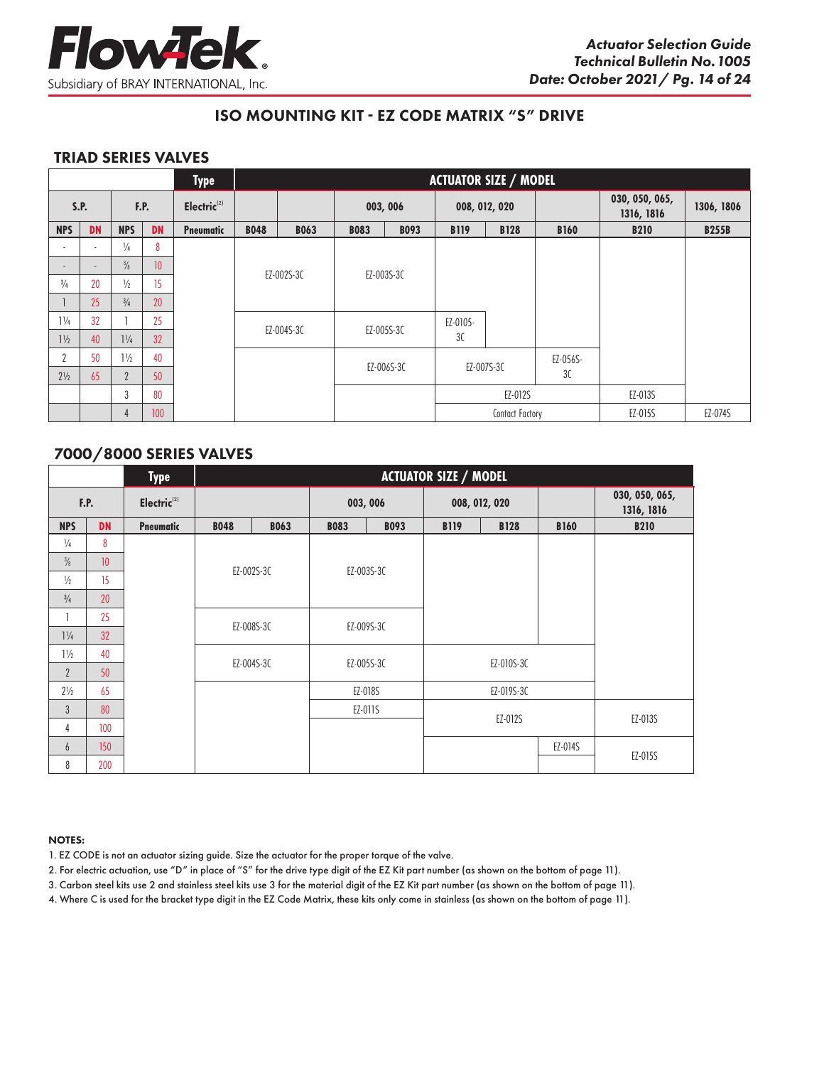## ISO MOUNTING KIT - EZ CODE MATRIX "S" DRIVE

### TRIAD SERIES VALVES

| | | | | Type | ACTUATOR SIZE / MODEL | | | | | | | | |
|---|---|---|---|---|---|---|---|---|---|---|---|---|---|
| S.P. | | F.P. | | Electric[2] | | | 003, 006 | | 008, 012, 020 | | | 030, 050, 065, 1316, 1816 | 1306, 1806 |
| NPS | DN | NPS | DN | Pneumatic | B048 | B063 | B083 | B093 | B119 | B128 | B160 | B210 | B255B |
| - | - | ¼ | 8 | | EZ-002S-3C | | EZ-003S-3C | | | | | | |
| - | - | ⅜ | 10 | | EZ-002S-3C | | EZ-003S-3C | | | | | | |
| ¾ | 20 | ½ | 15 | | EZ-002S-3C | | EZ-003S-3C | | | | | | |
| 1 | 25 | ¾ | 20 | | EZ-002S-3C | | EZ-003S-3C | | | | | | |
| 1¼ | 32 | 1 | 25 | | EZ-004S-3C | | EZ-005S-3C | | EZ-010S-3C | | | | |
| 1½ | 40 | 1¼ | 32 | | EZ-004S-3C | | EZ-005S-3C | | EZ-010S-3C | | | | |
| 2 | 50 | 1½ | 40 | | | | EZ-006S-3C | | EZ-007S-3C | | EZ-056S-3C | | |
| 2½ | 65 | 2 | 50 | | | | EZ-006S-3C | | EZ-007S-3C | | EZ-056S-3C | | |
| | | 3 | 80 | | | | | | EZ-012S | | | EZ-013S | |
| | | 4 | 100 | | | | | | Contact Factory | | | EZ-015S | EZ-074S |

### 7000/8000 SERIES VALVES

| | | Type | ACTUATOR SIZE / MODEL | | | | | | | |
|---|---|---|---|---|---|---|---|---|---|---|
| F.P. | | Electric[2] | | | 003, 006 | | 008, 012, 020 | | | 030, 050, 065, 1316, 1816 |
| NPS | DN | Pneumatic | B048 | B063 | B083 | B093 | B119 | B128 | B160 | B210 |
| ¼ | 8 | | EZ-002S-3C | | EZ-003S-3C | | | | | |
| ⅜ | 10 | | EZ-002S-3C | | EZ-003S-3C | | | | | |
| ½ | 15 | | EZ-002S-3C | | EZ-003S-3C | | | | | |
| ¾ | 20 | | EZ-002S-3C | | EZ-003S-3C | | | | | |
| 1 | 25 | | EZ-008S-3C | | EZ-009S-3C | | | | | |
| 1¼ | 32 | | EZ-008S-3C | | EZ-009S-3C | | | | | |
| 1½ | 40 | | EZ-004S-3C | | EZ-005S-3C | | EZ-010S-3C | | | |
| 2 | 50 | | EZ-004S-3C | | EZ-005S-3C | | EZ-010S-3C | | | |
| 2½ | 65 | | | | EZ-018S | | EZ-019S-3C | | | |
| 3 | 80 | | | | EZ-011S | | EZ-012S | | | EZ-013S |
| 4 | 100 | | | | | | EZ-012S | | | EZ-013S |
| 6 | 150 | | | | | | | | EZ-014S | EZ-015S |
| 8 | 200 | | | | | | | | | EZ-015S |

**NOTES:**

1. EZ CODE is not an actuator sizing guide. Size the actuator for the proper torque of the valve.
2. For electric actuation, use "D" in place of "S" for the drive type digit of the EZ Kit part number (as shown on the bottom of page 11).
3. Carbon steel kits use 2 and stainless steel kits use 3 for the material digit of the EZ Kit part number (as shown on the bottom of page 11).
4. Where C is used for the bracket type digit in the EZ Code Matrix, these kits only come in stainless (as shown on the bottom of page 11).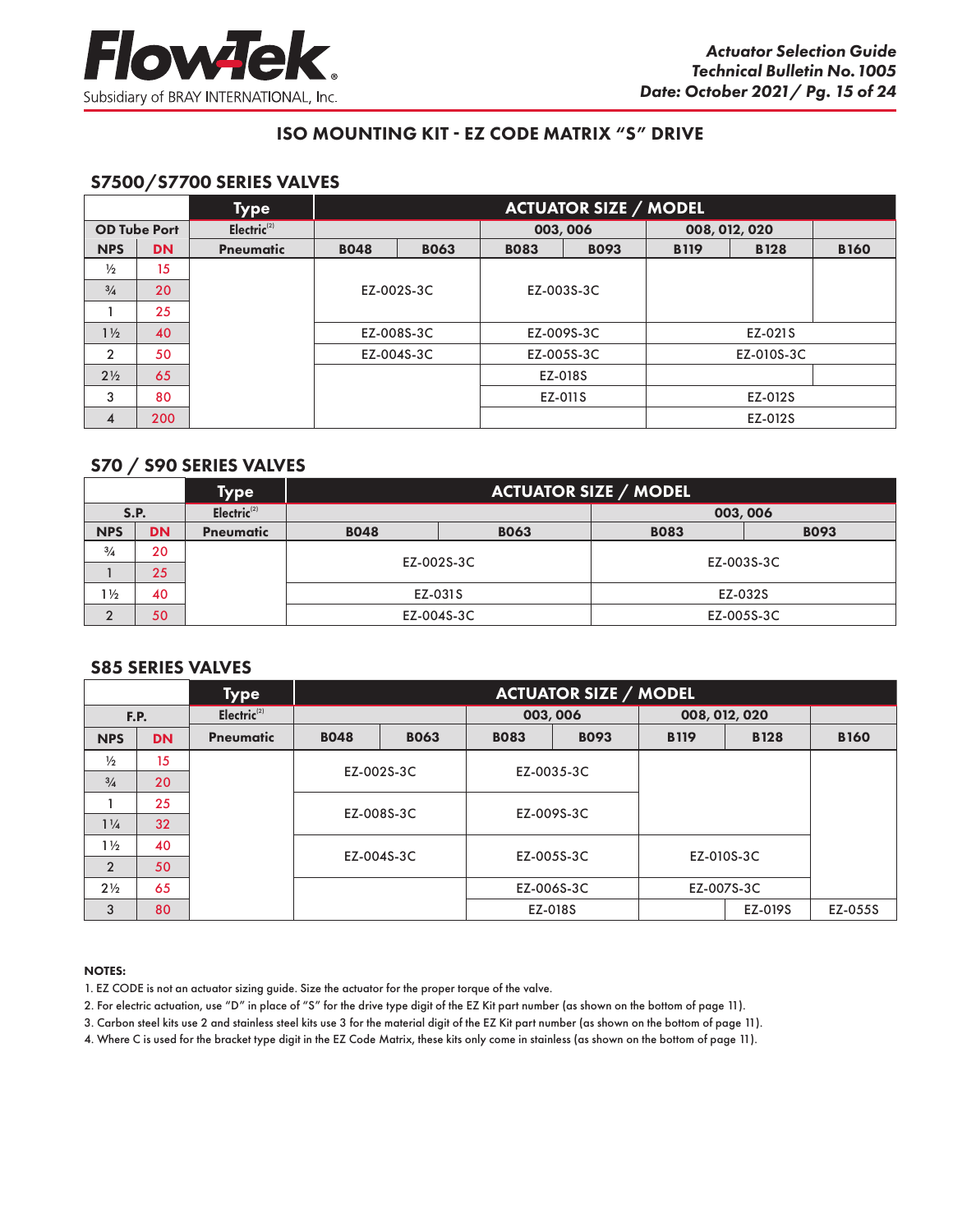## ISO MOUNTING KIT - EZ CODE MATRIX "S" DRIVE

### S7500/S7700 SERIES VALVES

| | | Type | ACTUATOR SIZE / MODEL | | | | | | |
|---|---|---|---|---|---|---|---|---|---|
| OD Tube Port | | Electric[2] | | | 003, 006 | | 008, 012, 020 | | |
| NPS | DN | Pneumatic | B048 | B063 | B083 | B093 | B119 | B128 | B160 |
| ½ | 15 | | EZ-002S-3C | | EZ-003S-3C | | | | |
| ¾ | 20 | | EZ-002S-3C | | EZ-003S-3C | | | | |
| 1 | 25 | | EZ-002S-3C | | EZ-003S-3C | | | | |
| 1½ | 40 | | EZ-008S-3C | | EZ-009S-3C | | EZ-021S | | |
| 2 | 50 | | EZ-004S-3C | | EZ-005S-3C | | EZ-010S-3C | | |
| 2½ | 65 | | | | EZ-018S | | | | |
| 3 | 80 | | | | EZ-011S | | EZ-012S | | |
| 4 | 200 | | | | | | EZ-012S | | |

### S70 / S90 SERIES VALVES

| | | Type | ACTUATOR SIZE / MODEL | | | |
|---|---|---|---|---|---|---|
| S.P. | | Electric[2] | | | 003, 006 | |
| NPS | DN | Pneumatic | B048 | B063 | B083 | B093 |
| ¾ | 20 | | EZ-002S-3C | | EZ-003S-3C | |
| 1 | 25 | | EZ-002S-3C | | EZ-003S-3C | |
| 1½ | 40 | | EZ-031S | | EZ-032S | |
| 2 | 50 | | EZ-004S-3C | | EZ-005S-3C | |

### S85 SERIES VALVES

| | | Type | ACTUATOR SIZE / MODEL | | | | | | |
|---|---|---|---|---|---|---|---|---|---|
| F.P. | | Electric[2] | | | 003, 006 | | 008, 012, 020 | | |
| NPS | DN | Pneumatic | B048 | B063 | B083 | B093 | B119 | B128 | B160 |
| ½ | 15 | | EZ-002S-3C | | EZ-0035-3C | | | | |
| ¾ | 20 | | EZ-002S-3C | | EZ-0035-3C | | | | |
| 1 | 25 | | EZ-008S-3C | | EZ-009S-3C | | | | |
| 1¼ | 32 | | EZ-008S-3C | | EZ-009S-3C | | | | |
| 1½ | 40 | | EZ-004S-3C | | EZ-005S-3C | | EZ-010S-3C | | |
| 2 | 50 | | EZ-004S-3C | | EZ-005S-3C | | EZ-010S-3C | | |
| 2½ | 65 | | | | EZ-006S-3C | | EZ-007S-3C | | |
| 3 | 80 | | | | EZ-018S | | | EZ-019S | EZ-055S |

**NOTES:**

1. EZ CODE is not an actuator sizing guide. Size the actuator for the proper torque of the valve.
2. For electric actuation, use "D" in place of "S" for the drive type digit of the EZ Kit part number (as shown on the bottom of page 11).
3. Carbon steel kits use 2 and stainless steel kits use 3 for the material digit of the EZ Kit part number (as shown on the bottom of page 11).
4. Where C is used for the bracket type digit in the EZ Code Matrix, these kits only come in stainless (as shown on the bottom of page 11).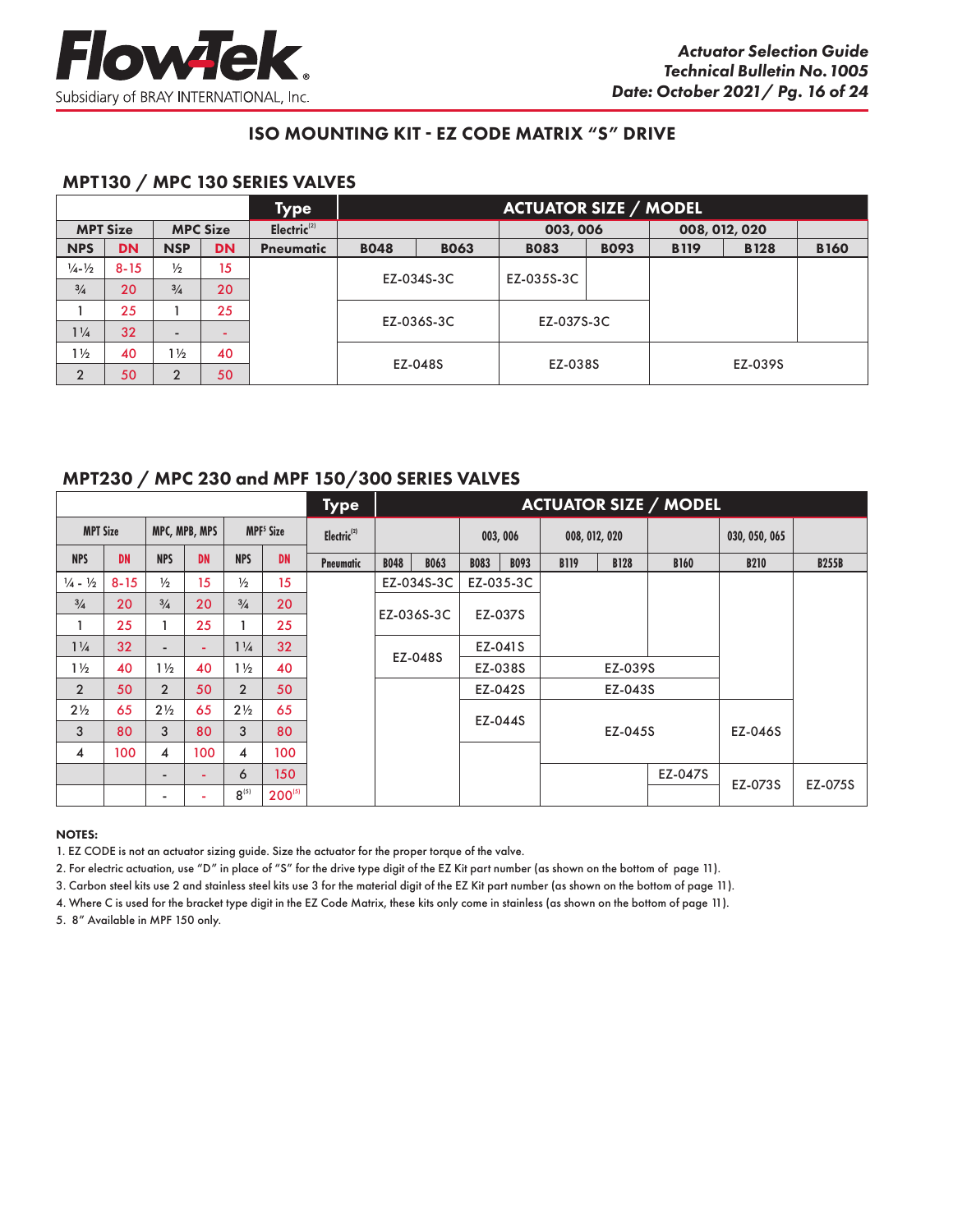## ISO MOUNTING KIT - EZ CODE MATRIX "S" DRIVE

### MPT130 / MPC 130 SERIES VALVES

| MPT Size | | MPC Size | | Type | ACTUATOR SIZE / MODEL | | | | | | |
|---|---|---|---|---|---|---|---|---|---|---|---|
| | | | | Electric[2] | | | 003, 006 | | 008, 012, 020 | | |
| NPS | DN | NSP | DN | Pneumatic | B048 | B063 | B083 | B093 | B119 | B128 | B160 |
| ¼-½ | 8-15 | ½ | 15 | | EZ-034S-3C | | EZ-035S-3C | | | | |
| ¾ | 20 | ¾ | 20 | | | | | | | | |
| 1 | 25 | 1 | 25 | | EZ-036S-3C | | EZ-037S-3C | | | | |
| 1¼ | 32 | - | - | | | | | | | | |
| 1½ | 40 | 1½ | 40 | | EZ-048S | | EZ-038S | | EZ-039S | | |
| 2 | 50 | 2 | 50 | | | | | | | | |

### MPT230 / MPC 230 and MPF 150/300 SERIES VALVES

| MPT Size | | MPC, MPB, MPS | | MPF[5] Size | | Type | ACTUATOR SIZE / MODEL | | | | | | | | |
|---|---|---|---|---|---|---|---|---|---|---|---|---|---|---|---|
| | | | | | | Electric[2] | | | 003, 006 | | 008, 012, 020 | | | 030, 050, 065 | |
| NPS | DN | NPS | DN | NPS | DN | Pneumatic | B048 | B063 | B083 | B093 | B119 | B128 | B160 | B210 | B255B |
| ¼ - ½ | 8-15 | ½ | 15 | ½ | 15 | | EZ-034S-3C | | EZ-035-3C | | | | | | |
| ¾ | 20 | ¾ | 20 | ¾ | 20 | | EZ-036S-3C | | EZ-037S | | | | | | |
| 1 | 25 | 1 | 25 | 1 | 25 | | | | | | | | | | |
| 1¼ | 32 | - | - | 1¼ | 32 | | EZ-048S | | EZ-041S | | | | | | |
| 1½ | 40 | 1½ | 40 | 1½ | 40 | | | | EZ-038S | | EZ-039S | | | | |
| 2 | 50 | 2 | 50 | 2 | 50 | | | | EZ-042S | | EZ-043S | | | | |
| 2½ | 65 | 2½ | 65 | 2½ | 65 | | | | EZ-044S | | EZ-045S | | | EZ-046S | |
| 3 | 80 | 3 | 80 | 3 | 80 | | | | | | | | | | |
| 4 | 100 | 4 | 100 | 4 | 100 | | | | | | | | | | |
| | | - | - | 6 | 150 | | | | | | | | EZ-047S | EZ-073S | EZ-075S |
| | | - | - | 8[5] | 200[5] | | | | | | | | | | |

**NOTES:**

1. EZ CODE is not an actuator sizing guide. Size the actuator for the proper torque of the valve.
2. For electric actuation, use "D" in place of "S" for the drive type digit of the EZ Kit part number (as shown on the bottom of page 11).
3. Carbon steel kits use 2 and stainless steel kits use 3 for the material digit of the EZ Kit part number (as shown on the bottom of page 11).
4. Where C is used for the bracket type digit in the EZ Code Matrix, these kits only come in stainless (as shown on the bottom of page 11).
5. 8" Available in MPF 150 only.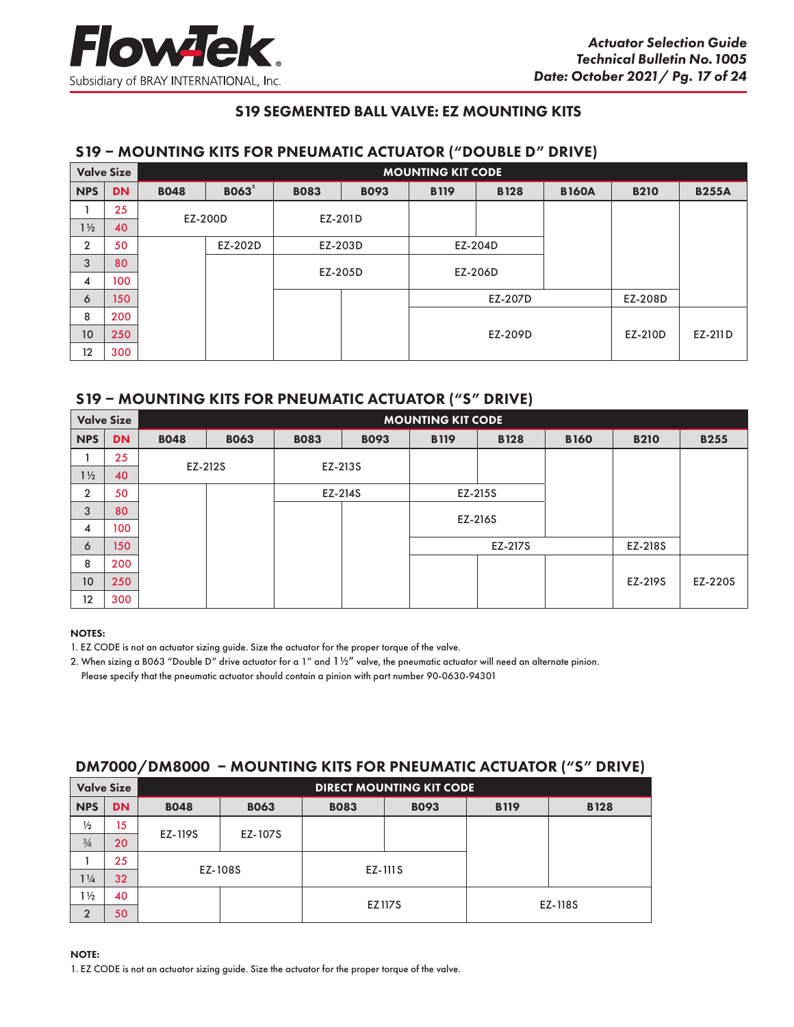## S19 SEGMENTED BALL VALVE: EZ MOUNTING KITS

### S19 – MOUNTING KITS FOR PNEUMATIC ACTUATOR ("DOUBLE D" DRIVE)

| Valve Size | | MOUNTING KIT CODE | | | | | | | | |
|---|---|---|---|---|---|---|---|---|---|---|
| NPS | DN | B048 | B063[2] | B083 | B093 | B119 | B128 | B160A | B210 | B255A |
| 1 | 25 | EZ-200D | EZ-200D | EZ-201D | EZ-201D | | | | | |
| 1½ | 40 | EZ-200D | EZ-200D | EZ-201D | EZ-201D | | | | | |
| 2 | 50 | | EZ-202D | EZ-203D | EZ-203D | EZ-204D | EZ-204D | | | |
| 3 | 80 | | | EZ-205D | EZ-205D | EZ-206D | EZ-206D | | | |
| 4 | 100 | | | EZ-205D | EZ-205D | EZ-206D | EZ-206D | | | |
| 6 | 150 | | | | | EZ-207D | EZ-207D | EZ-207D | EZ-208D | |
| 8 | 200 | | | | | EZ-209D | EZ-209D | EZ-209D | EZ-210D | EZ-211D |
| 10 | 250 | | | | | EZ-209D | EZ-209D | EZ-209D | EZ-210D | EZ-211D |
| 12 | 300 | | | | | EZ-209D | EZ-209D | EZ-209D | EZ-210D | EZ-211D |

### S19 – MOUNTING KITS FOR PNEUMATIC ACTUATOR ("S" DRIVE)

| Valve Size | | MOUNTING KIT CODE | | | | | | | | |
|---|---|---|---|---|---|---|---|---|---|---|
| NPS | DN | B048 | B063 | B083 | B093 | B119 | B128 | B160 | B210 | B255 |
| 1 | 25 | EZ-212S | EZ-212S | EZ-213S | EZ-213S | | | | | |
| 1½ | 40 | EZ-212S | EZ-212S | EZ-213S | EZ-213S | | | | | |
| 2 | 50 | | | EZ-214S | EZ-214S | EZ-215S | EZ-215S | | | |
| 3 | 80 | | | | | EZ-216S | EZ-216S | | | |
| 4 | 100 | | | | | EZ-216S | EZ-216S | | | |
| 6 | 150 | | | | | EZ-217S | EZ-217S | EZ-217S | EZ-218S | |
| 8 | 200 | | | | | | | | EZ-219S | EZ-220S |
| 10 | 250 | | | | | | | | EZ-219S | EZ-220S |
| 12 | 300 | | | | | | | | EZ-219S | EZ-220S |

**NOTES:**

1. EZ CODE is not an actuator sizing guide. Size the actuator for the proper torque of the valve.
2. When sizing a B063 "Double D" drive actuator for a 1" and 1½" valve, the pneumatic actuator will need an alternate pinion. Please specify that the pneumatic actuator should contain a pinion with part number 90-0630-94301

### DM7000/DM8000 – MOUNTING KITS FOR PNEUMATIC ACTUATOR ("S" DRIVE)

| Valve Size | | DIRECT MOUNTING KIT CODE | | | | | |
|---|---|---|---|---|---|---|---|
| NPS | DN | B048 | B063 | B083 | B093 | B119 | B128 |
| ½ | 15 | EZ-119S | EZ-107S | | | | |
| ¾ | 20 | EZ-119S | EZ-107S | | | | |
| 1 | 25 | EZ-108S | EZ-108S | EZ-111S | EZ-111S | | |
| 1¼ | 32 | EZ-108S | EZ-108S | EZ-111S | EZ-111S | | |
| 1½ | 40 | | | EZ117S | EZ117S | EZ-118S | EZ-118S |
| 2 | 50 | | | EZ117S | EZ117S | EZ-118S | EZ-118S |

**NOTE:**

1. EZ CODE is not an actuator sizing guide. Size the actuator for the proper torque of the valve.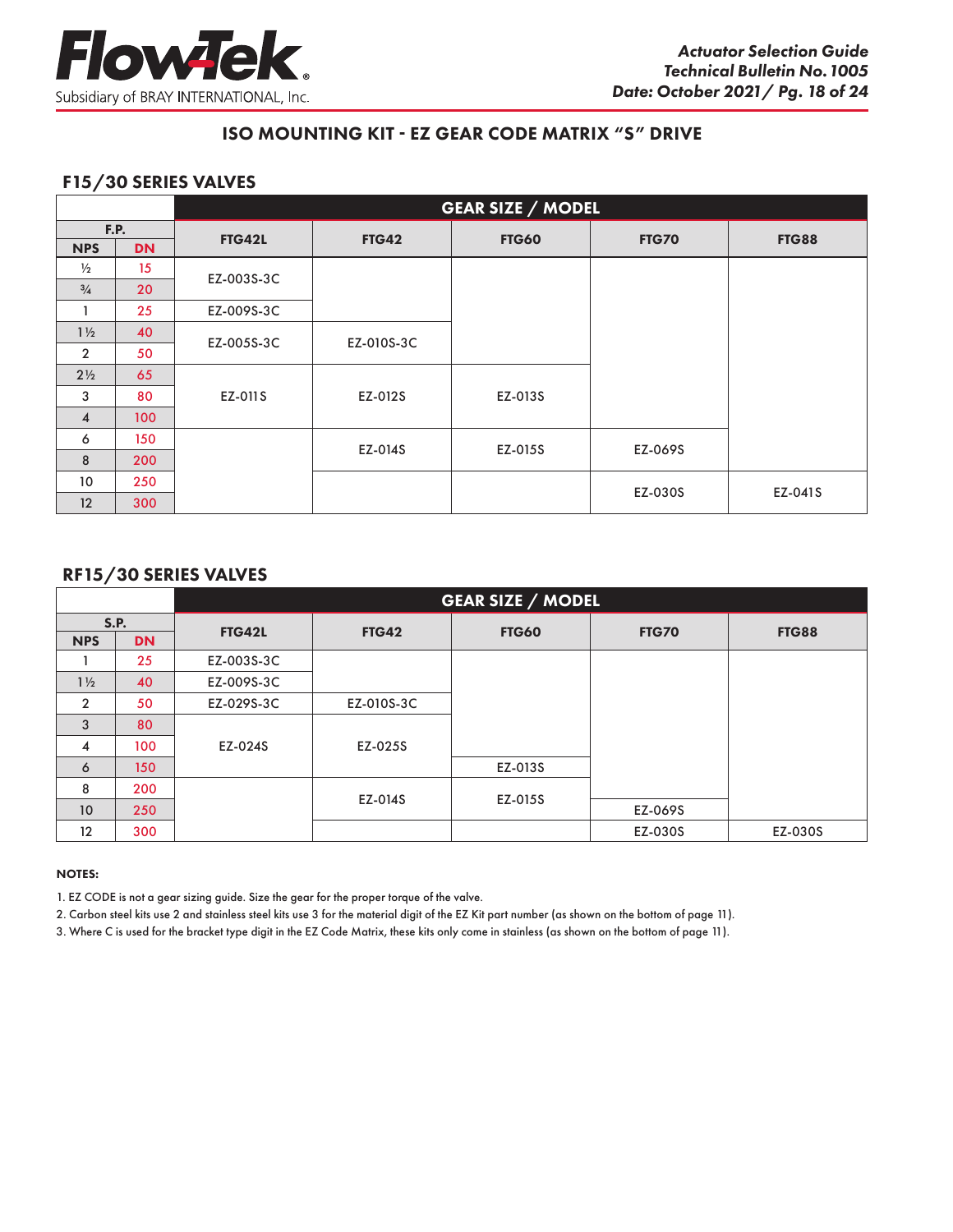# ISO MOUNTING KIT - EZ GEAR CODE MATRIX "S" DRIVE

## F15/30 SERIES VALVES

| F.P. | | GEAR SIZE / MODEL | | | | |
|---|---|---|---|---|---|---|
| NPS | DN | FTG42L | FTG42 | FTG60 | FTG70 | FTG88 |
| ½ | 15 | EZ-003S-3C | | | | |
| ¾ | 20 | EZ-003S-3C | | | | |
| 1 | 25 | EZ-009S-3C | | | | |
| 1½ | 40 | EZ-005S-3C | EZ-010S-3C | | | |
| 2 | 50 | EZ-005S-3C | EZ-010S-3C | | | |
| 2½ | 65 | EZ-011S | EZ-012S | EZ-013S | | |
| 3 | 80 | EZ-011S | EZ-012S | EZ-013S | | |
| 4 | 100 | EZ-011S | EZ-012S | EZ-013S | | |
| 6 | 150 | | EZ-014S | EZ-015S | EZ-069S | |
| 8 | 200 | | EZ-014S | EZ-015S | EZ-069S | |
| 10 | 250 | | | | EZ-030S | EZ-041S |
| 12 | 300 | | | | EZ-030S | EZ-041S |

## RF15/30 SERIES VALVES

| S.P. | | GEAR SIZE / MODEL | | | | |
|---|---|---|---|---|---|---|
| NPS | DN | FTG42L | FTG42 | FTG60 | FTG70 | FTG88 |
| 1 | 25 | EZ-003S-3C | | | | |
| 1½ | 40 | EZ-009S-3C | | | | |
| 2 | 50 | EZ-029S-3C | EZ-010S-3C | | | |
| 3 | 80 | EZ-024S | EZ-025S | | | |
| 4 | 100 | EZ-024S | EZ-025S | | | |
| 6 | 150 | EZ-024S | EZ-025S | EZ-013S | | |
| 8 | 200 | | EZ-014S | EZ-015S | | |
| 10 | 250 | | EZ-014S | EZ-015S | EZ-069S | |
| 12 | 300 | | | | EZ-030S | EZ-030S |

**NOTES:**

1. EZ CODE is not a gear sizing guide. Size the gear for the proper torque of the valve.
2. Carbon steel kits use 2 and stainless steel kits use 3 for the material digit of the EZ Kit part number (as shown on the bottom of page 11).
3. Where C is used for the bracket type digit in the EZ Code Matrix, these kits only come in stainless (as shown on the bottom of page 11).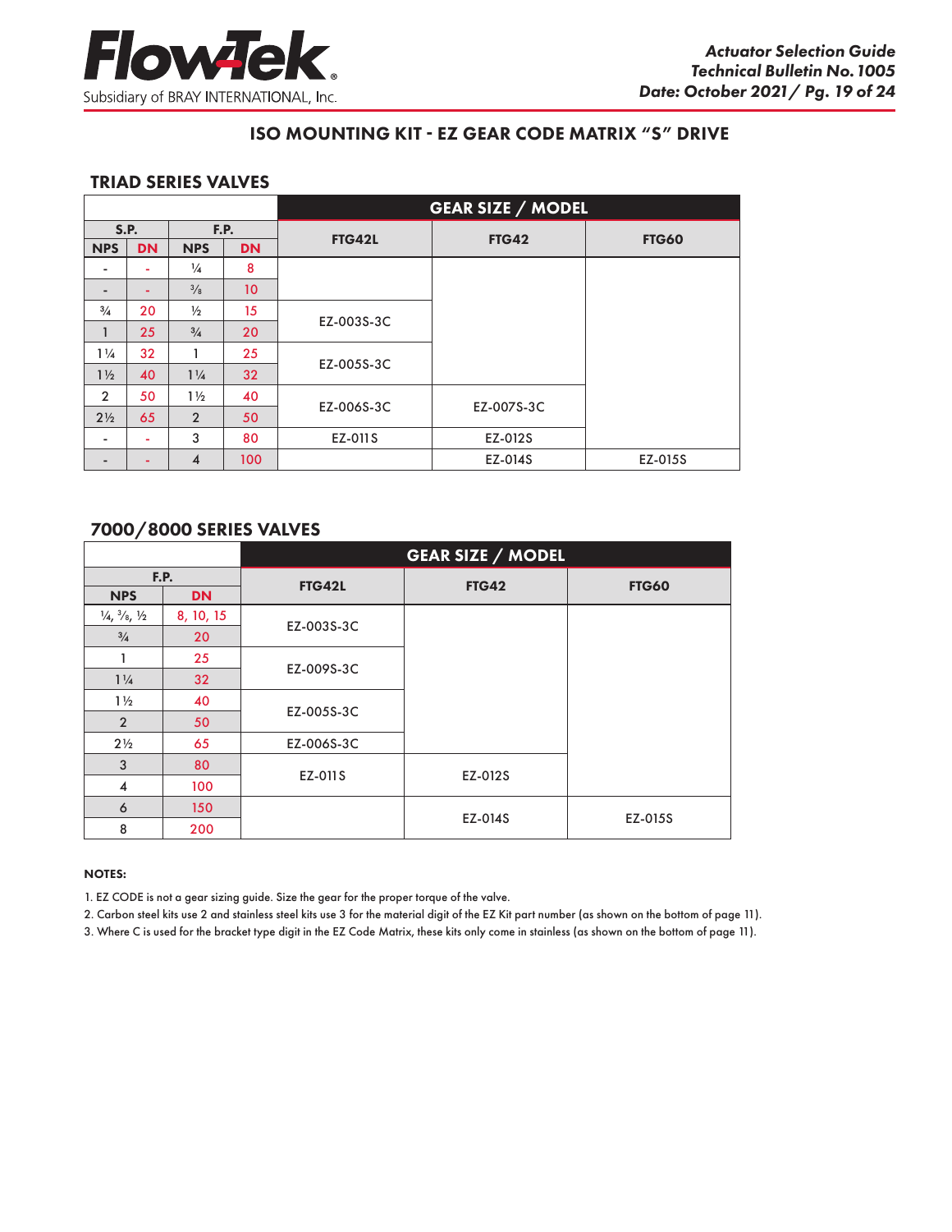## ISO MOUNTING KIT - EZ GEAR CODE MATRIX "S" DRIVE

### TRIAD SERIES VALVES

| S.P. | | F.P. | | GEAR SIZE / MODEL | | |
|---|---|---|---|---|---|---|
| NPS | DN | NPS | DN | FTG42L | FTG42 | FTG60 |
| - | - | ¼ | 8 | | | |
| - | - | ⅜ | 10 | | | |
| ¾ | 20 | ½ | 15 | EZ-003S-3C | | |
| 1 | 25 | ¾ | 20 | EZ-003S-3C | | |
| 1¼ | 32 | 1 | 25 | EZ-005S-3C | | |
| 1½ | 40 | 1¼ | 32 | EZ-005S-3C | | |
| 2 | 50 | 1½ | 40 | EZ-006S-3C | EZ-007S-3C | |
| 2½ | 65 | 2 | 50 | EZ-006S-3C | EZ-007S-3C | |
| - | - | 3 | 80 | EZ-011S | EZ-012S | |
| - | - | 4 | 100 | | EZ-014S | EZ-015S |

### 7000/8000 SERIES VALVES

| F.P. | | GEAR SIZE / MODEL | | |
|---|---|---|---|---|
| NPS | DN | FTG42L | FTG42 | FTG60 |
| ¼, ⅜, ½ | 8, 10, 15 | EZ-003S-3C | | |
| ¾ | 20 | EZ-003S-3C | | |
| 1 | 25 | EZ-009S-3C | | |
| 1¼ | 32 | EZ-009S-3C | | |
| 1½ | 40 | EZ-005S-3C | | |
| 2 | 50 | EZ-005S-3C | | |
| 2½ | 65 | EZ-006S-3C | | |
| 3 | 80 | EZ-011S | EZ-012S | |
| 4 | 100 | EZ-011S | EZ-012S | |
| 6 | 150 | | EZ-014S | EZ-015S |
| 8 | 200 | | EZ-014S | EZ-015S |

**NOTES:**

1. EZ CODE is not a gear sizing guide. Size the gear for the proper torque of the valve.
2. Carbon steel kits use 2 and stainless steel kits use 3 for the material digit of the EZ Kit part number (as shown on the bottom of page 11).
3. Where C is used for the bracket type digit in the EZ Code Matrix, these kits only come in stainless (as shown on the bottom of page 11).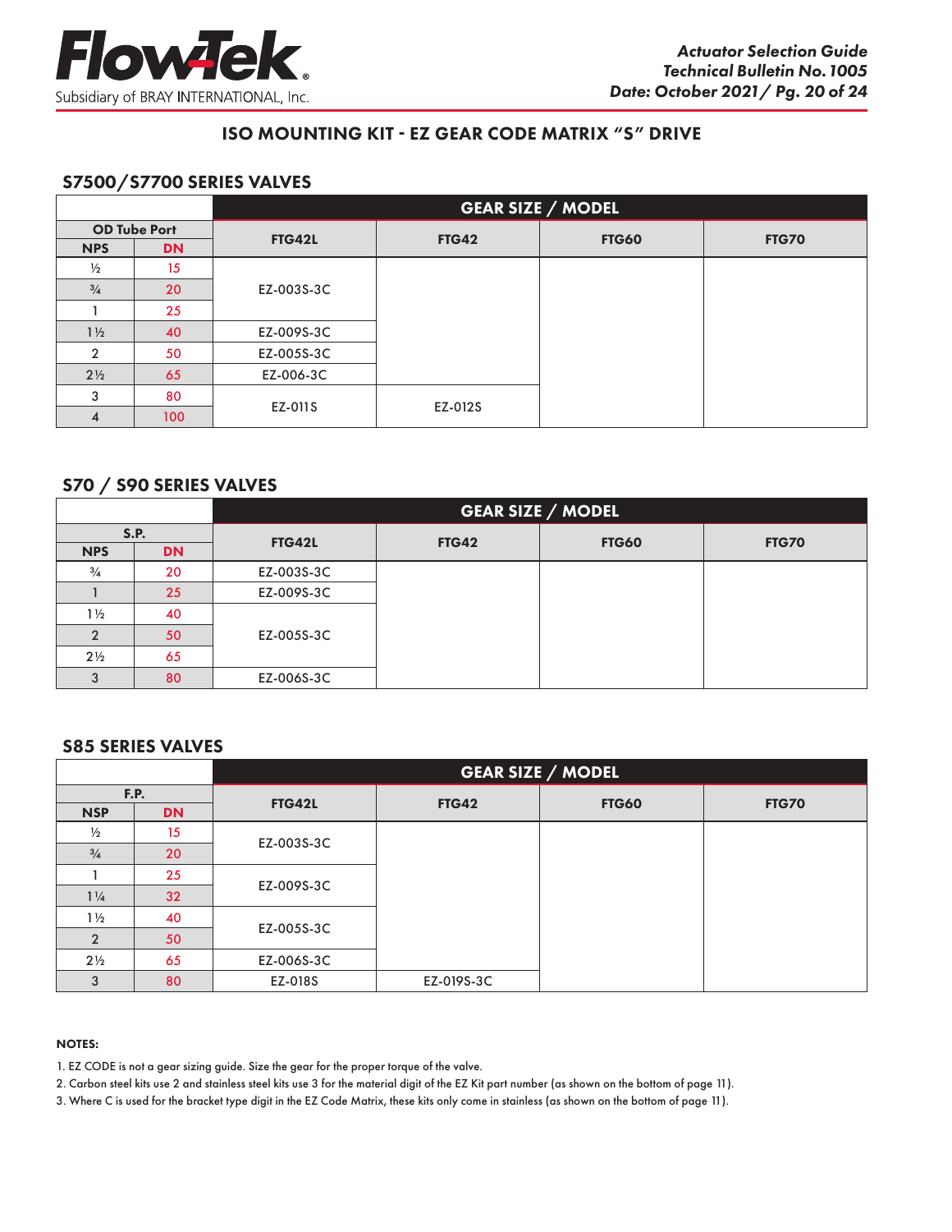## ISO MOUNTING KIT - EZ GEAR CODE MATRIX "S" DRIVE

### S7500/S7700 SERIES VALVES

| OD Tube Port | | GEAR SIZE / MODEL | | | |
|---|---|---|---|---|---|
| NPS | DN | FTG42L | FTG42 | FTG60 | FTG70 |
| ½ | 15 | EZ-003S-3C | | | |
| ¾ | 20 | EZ-003S-3C | | | |
| 1 | 25 | EZ-003S-3C | | | |
| 1½ | 40 | EZ-009S-3C | | | |
| 2 | 50 | EZ-005S-3C | | | |
| 2½ | 65 | EZ-006-3C | | | |
| 3 | 80 | EZ-011S | EZ-012S | | |
| 4 | 100 | EZ-011S | EZ-012S | | |

### S70 / S90 SERIES VALVES

| S.P. | | GEAR SIZE / MODEL | | | |
|---|---|---|---|---|---|
| NPS | DN | FTG42L | FTG42 | FTG60 | FTG70 |
| ¾ | 20 | EZ-003S-3C | | | |
| 1 | 25 | EZ-009S-3C | | | |
| 1½ | 40 | EZ-005S-3C | | | |
| 2 | 50 | EZ-005S-3C | | | |
| 2½ | 65 | EZ-005S-3C | | | |
| 3 | 80 | EZ-006S-3C | | | |

### S85 SERIES VALVES

| F.P. | | GEAR SIZE / MODEL | | | |
|---|---|---|---|---|---|
| NSP | DN | FTG42L | FTG42 | FTG60 | FTG70 |
| ½ | 15 | EZ-003S-3C | | | |
| ¾ | 20 | EZ-003S-3C | | | |
| 1 | 25 | EZ-009S-3C | | | |
| 1¼ | 32 | EZ-009S-3C | | | |
| 1½ | 40 | EZ-005S-3C | | | |
| 2 | 50 | EZ-005S-3C | | | |
| 2½ | 65 | EZ-006S-3C | | | |
| 3 | 80 | EZ-018S | EZ-019S-3C | | |

**NOTES:**

1. EZ CODE is not a gear sizing guide. Size the gear for the proper torque of the valve.
2. Carbon steel kits use 2 and stainless steel kits use 3 for the material digit of the EZ Kit part number (as shown on the bottom of page 11).
3. Where C is used for the bracket type digit in the EZ Code Matrix, these kits only come in stainless (as shown on the bottom of page 11).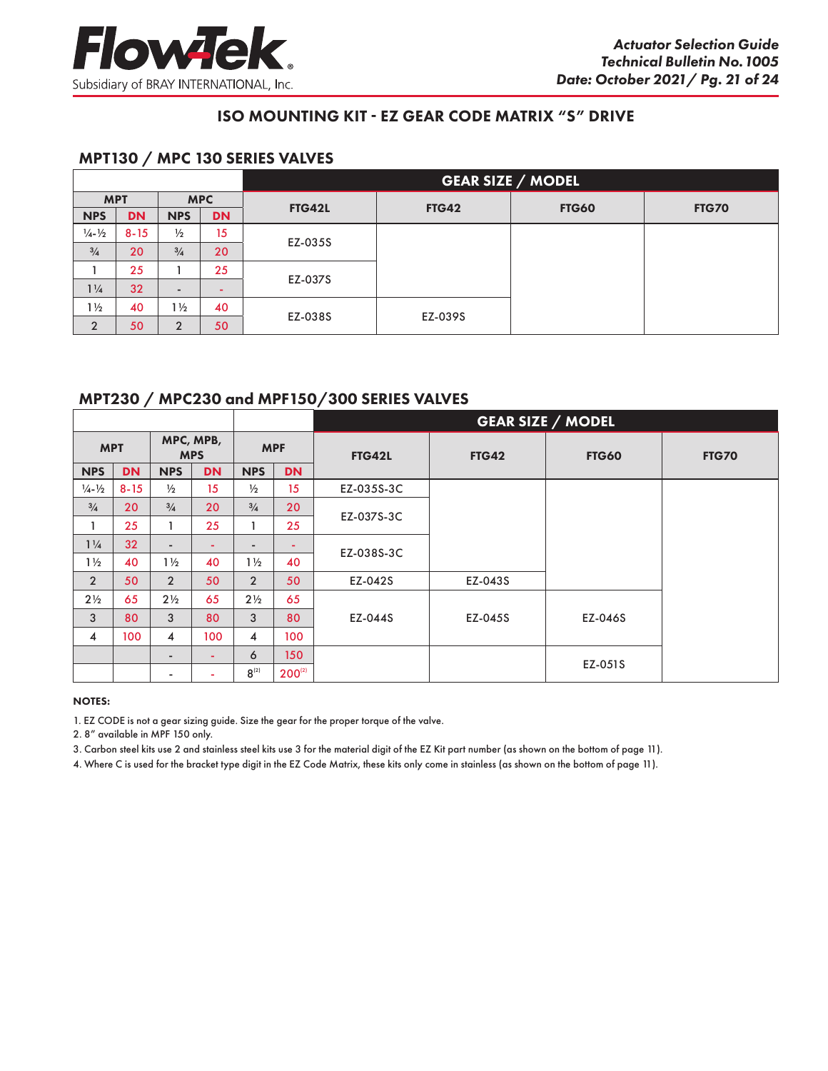## ISO MOUNTING KIT - EZ GEAR CODE MATRIX "S" DRIVE

### MPT130 / MPC 130 SERIES VALVES

| MPT | | MPC | | GEAR SIZE / MODEL | | | |
|---|---|---|---|---|---|---|---|
| NPS | DN | NPS | DN | FTG42L | FTG42 | FTG60 | FTG70 |
| ¼-½ | 8-15 | ½ | 15 | EZ-035S | | | |
| ¾ | 20 | ¾ | 20 | | | | |
| 1 | 25 | 1 | 25 | EZ-037S | | | |
| 1¼ | 32 | - | - | | | | |
| 1½ | 40 | 1½ | 40 | EZ-038S | EZ-039S | | |
| 2 | 50 | 2 | 50 | | | | |

### MPT230 / MPC230 and MPF150/300 SERIES VALVES

| MPT | | MPC, MPB, MPS | | MPF | | GEAR SIZE / MODEL | | | |
|---|---|---|---|---|---|---|---|---|---|
| NPS | DN | NPS | DN | NPS | DN | FTG42L | FTG42 | FTG60 | FTG70 |
| ¼-½ | 8-15 | ½ | 15 | ½ | 15 | EZ-035S-3C | | | |
| ¾ | 20 | ¾ | 20 | ¾ | 20 | EZ-037S-3C | | | |
| 1 | 25 | 1 | 25 | 1 | 25 | | | | |
| 1¼ | 32 | - | - | - | - | EZ-038S-3C | | | |
| 1½ | 40 | 1½ | 40 | 1½ | 40 | | | | |
| 2 | 50 | 2 | 50 | 2 | 50 | EZ-042S | EZ-043S | | |
| 2½ | 65 | 2½ | 65 | 2½ | 65 | EZ-044S | EZ-045S | EZ-046S | |
| 3 | 80 | 3 | 80 | 3 | 80 | | | | |
| 4 | 100 | 4 | 100 | 4 | 100 | | | | |
| | | - | - | 6 | 150 | | | EZ-051S | |
| | | - | - | 8[2] | 200[2] | | | | |

**NOTES:**

1. EZ CODE is not a gear sizing guide. Size the gear for the proper torque of the valve.
2. 8" available in MPF 150 only.
3. Carbon steel kits use 2 and stainless steel kits use 3 for the material digit of the EZ Kit part number (as shown on the bottom of page 11).
4. Where C is used for the bracket type digit in the EZ Code Matrix, these kits only come in stainless (as shown on the bottom of page 11).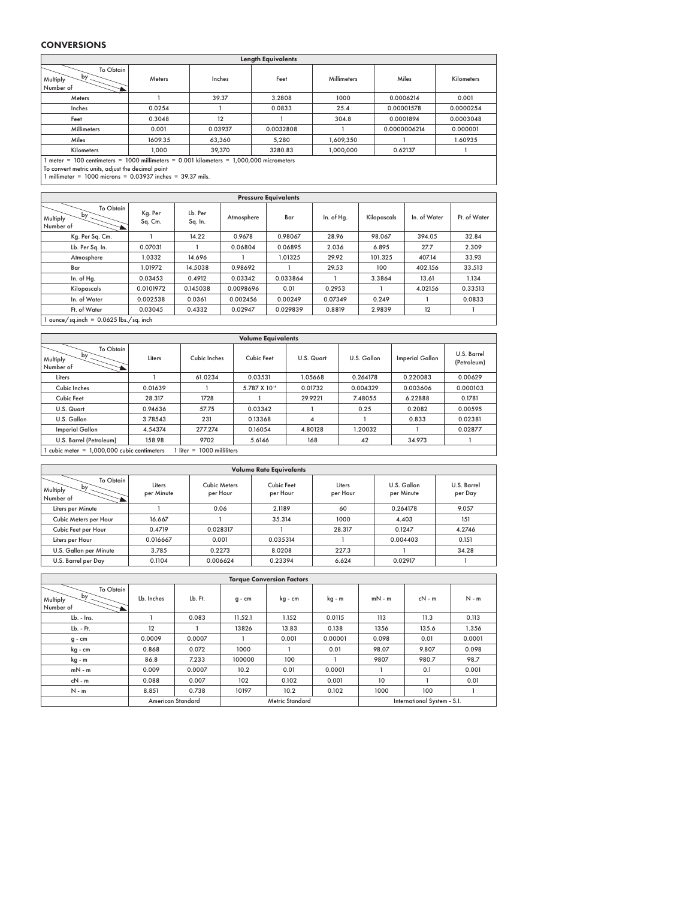## CONVERSIONS

| Length Equivalents | | | | | | |
|---|---|---|---|---|---|---|
| Multiply Number of by To Obtain | Meters | Inches | Feet | Millimeters | Miles | Kilometers |
| Meters | 1 | 39.37 | 3.2808 | 1000 | 0.0006214 | 0.001 |
| Inches | 0.0254 | 1 | 0.0833 | 25.4 | 0.00001578 | 0.0000254 |
| Feet | 0.3048 | 12 | 1 | 304.8 | 0.0001894 | 0.0003048 |
| Millimeters | 0.001 | 0.03937 | 0.0032808 | 1 | 0.0000006214 | 0.000001 |
| Miles | 1609.35 | 63,360 | 5,280 | 1,609,350 | 1 | 1.60935 |
| Kilometers | 1,000 | 39,370 | 3280.83 | 1,000,000 | 0.62137 | 1 |

1 meter = 100 centimeters = 1000 millimeters = 0.001 kilometers = 1,000,000 micrometers
To convert metric units, adjust the decimal point
1 millimeter = 1000 microns = 0.03937 inches = 39.37 mils.

| Pressure Equivalents | | | | | | | | |
|---|---|---|---|---|---|---|---|---|
| Multiply Number of by To Obtain | Kg. Per Sq. Cm. | Lb. Per Sq. In. | Atmosphere | Bar | In. of Hg. | Kilopascals | In. of Water | Ft. of Water |
| Kg. Per Sq. Cm. | 1 | 14.22 | 0.9678 | 0.98067 | 28.96 | 98.067 | 394.05 | 32.84 |
| Lb. Per Sq. In. | 0.07031 | 1 | 0.06804 | 0.06895 | 2.036 | 6.895 | 27.7 | 2.309 |
| Atmosphere | 1.0332 | 14.696 | 1 | 1.01325 | 29.92 | 101.325 | 407.14 | 33.93 |
| Bar | 1.01972 | 14.5038 | 0.98692 | 1 | 29.53 | 100 | 402.156 | 33.513 |
| In. of Hg. | 0.03453 | 0.4912 | 0.03342 | 0.033864 | 1 | 3.3864 | 13.61 | 1.134 |
| Kilopascals | 0.0101972 | 0.145038 | 0.0098696 | 0.01 | 0.2953 | 1 | 4.02156 | 0.33513 |
| In. of Water | 0.002538 | 0.0361 | 0.002456 | 0.00249 | 0.07349 | 0.249 | 1 | 0.0833 |
| Ft. of Water | 0.03045 | 0.4332 | 0.02947 | 0.029839 | 0.8819 | 2.9839 | 12 | 1 |

1 ounce/sq.inch = 0.0625 lbs./sq. inch

| Volume Equivalents | | | | | | | |
|---|---|---|---|---|---|---|---|
| Multiply Number of by To Obtain | Liters | Cubic Inches | Cubic Feet | U.S. Quart | U.S. Gallon | Imperial Gallon | U.S. Barrel (Petroleum) |
| Liters | 1 | 61.0234 | 0.03531 | 1.05668 | 0.264178 | 0.220083 | 0.00629 |
| Cubic Inches | 0.01639 | 1 | $5.787 \times 10^{-4}$ | 0.01732 | 0.004329 | 0.003606 | 0.000103 |
| Cubic Feet | 28.317 | 1728 | 1 | 29.9221 | 7.48055 | 6.22888 | 0.1781 |
| U.S. Quart | 0.94636 | 57.75 | 0.03342 | 1 | 0.25 | 0.2082 | 0.00595 |
| U.S. Gallon | 3.78543 | 231 | 0.13368 | 4 | 1 | 0.833 | 0.02381 |
| Imperial Gallon | 4.54374 | 277.274 | 0.16054 | 4.80128 | 1.20032 | 1 | 0.02877 |
| U.S. Barrel (Petroleum) | 158.98 | 9702 | 5.6146 | 168 | 42 | 34.973 | 1 |

1 cubic meter = 1,000,000 cubic centimeters    1 liter = 1000 milliliters

| Volume Rate Equivalents | | | | | | |
|---|---|---|---|---|---|---|
| Multiply Number of by To Obtain | Liters per Minute | Cubic Meters per Hour | Cubic Feet per Hour | Liters per Hour | U.S. Gallon per Minute | U.S. Barrel per Day |
| Liters per Minute | 1 | 0.06 | 2.1189 | 60 | 0.264178 | 9.057 |
| Cubic Meters per Hour | 16.667 | 1 | 35.314 | 1000 | 4.403 | 151 |
| Cubic Feet per Hour | 0.4719 | 0.028317 | 1 | 28.317 | 0.1247 | 4.2746 |
| Liters per Hour | 0.016667 | 0.001 | 0.035314 | 1 | 0.004403 | 0.151 |
| U.S. Gallon per Minute | 3.785 | 0.2273 | 8.0208 | 227.3 | 1 | 34.28 |
| U.S. Barrel per Day | 0.1104 | 0.006624 | 0.23394 | 6.624 | 0.02917 | 1 |

| Torque Conversion Factors | | | | | | | | |
|---|---|---|---|---|---|---|---|---|
| Multiply Number of by To Obtain | Lb. Inches | Lb. Ft. | g - cm | kg - cm | kg - m | mN - m | cN - m | N - m |
| Lb. - Ins. | 1 | 0.083 | 11.52.1 | 1.152 | 0.0115 | 113 | 11.3 | 0.113 |
| Lb. - Ft. | 12 | 1 | 13826 | 13.83 | 0.138 | 1356 | 135.6 | 1.356 |
| g - cm | 0.0009 | 0.0007 | 1 | 0.001 | 0.00001 | 0.098 | 0.01 | 0.0001 |
| kg - cm | 0.868 | 0.072 | 1000 | 1 | 0.01 | 98.07 | 9.807 | 0.098 |
| kg - m | 86.8 | 7.233 | 100000 | 100 | 1 | 9807 | 980.7 | 98.7 |
| mN - m | 0.009 | 0.0007 | 10.2 | 0.01 | 0.0001 | 1 | 0.1 | 0.001 |
| cN - m | 0.088 | 0.007 | 102 | 0.102 | 0.001 | 10 | 1 | 0.01 |
| N - m | 8.851 | 0.738 | 10197 | 10.2 | 0.102 | 1000 | 100 | 1 |
| | American Standard | | Metric Standard | | | International System - S.I. | | |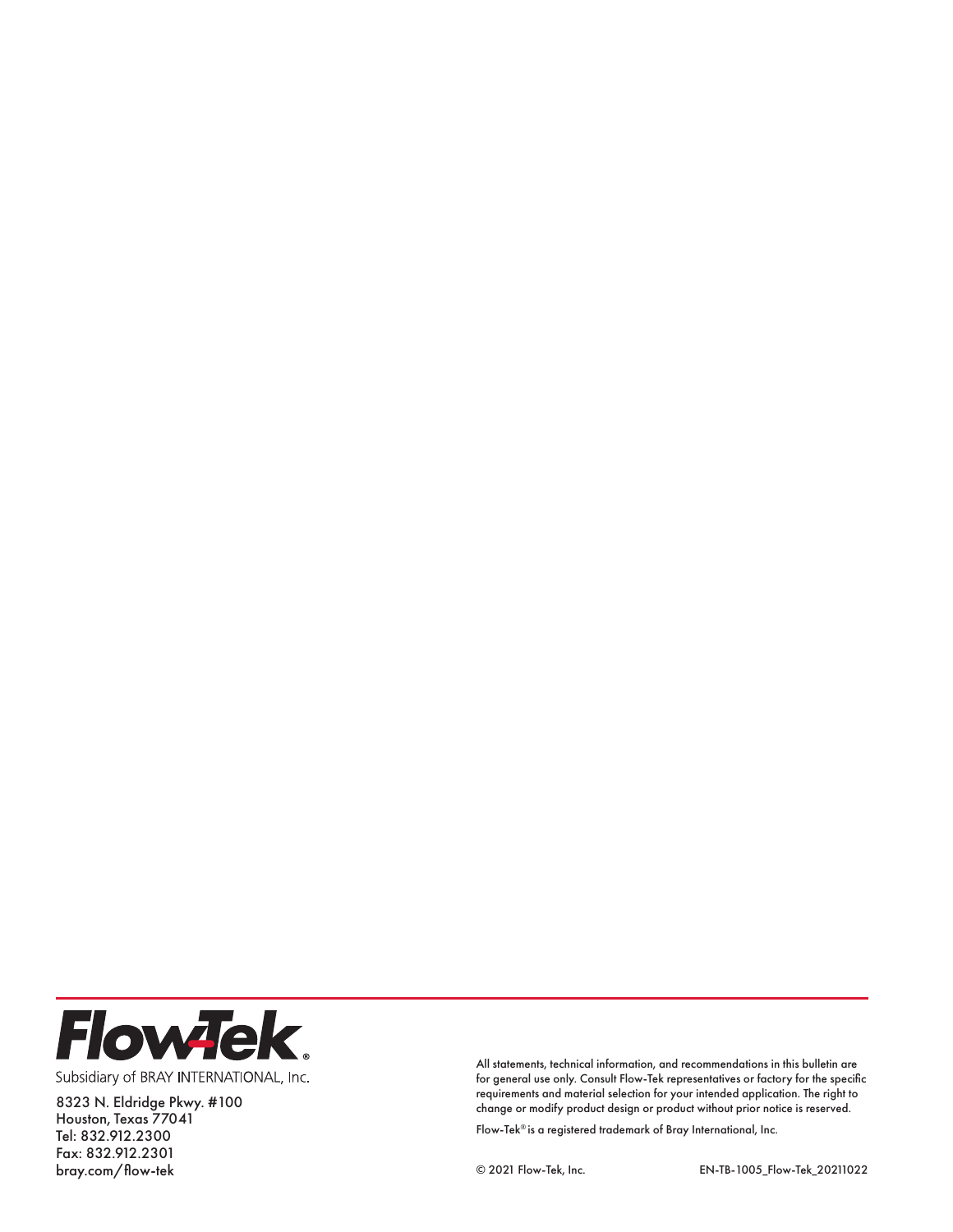Flow-Tek®

Subsidiary of BRAY INTERNATIONAL, Inc.

8323 N. Eldridge Pkwy. #100
Houston, Texas 77041
Tel: 832.912.2300
Fax: 832.912.2301
bray.com/flow-tek

All statements, technical information, and recommendations in this bulletin are for general use only. Consult Flow-Tek representatives or factory for the specific requirements and material selection for your intended application. The right to change or modify product design or product without prior notice is reserved.

Flow-Tek® is a registered trademark of Bray International, Inc.

© 2021 Flow-Tek, Inc. EN-TB-1005_Flow-Tek_20211022